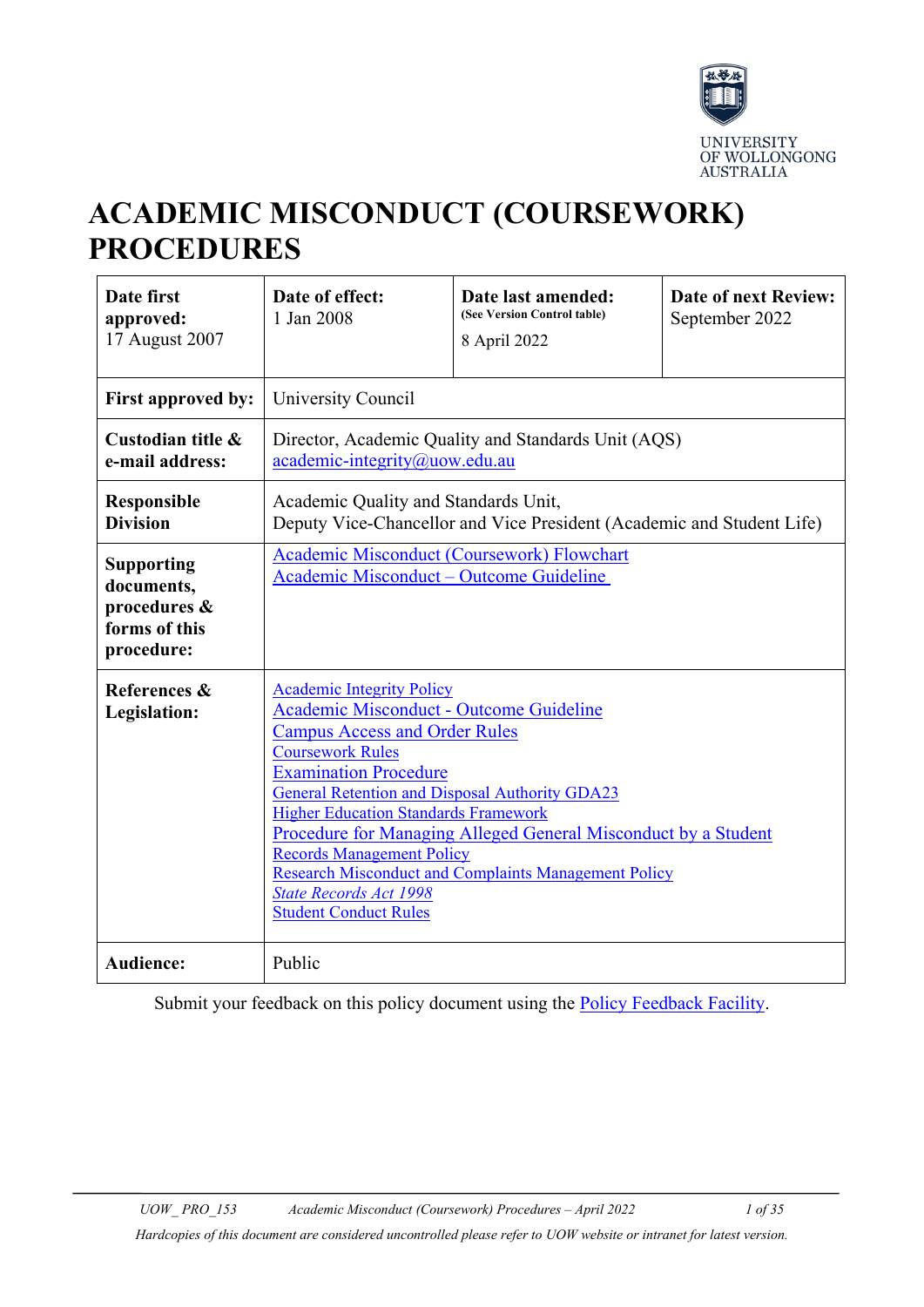UNIVERSITY OF WOLLONGONG AUSTRALIA

# ACADEMIC MISCONDUCT (COURSEWORK) PROCEDURES

| **Date first approved:** 17 August 2007 | **Date of effect:** 1 Jan 2008 | **Date last amended:** (See Version Control table) 8 April 2022 | **Date of next Review:** September 2022 |
|---|---|---|---|
| **First approved by:** | University Council | | |
| **Custodian title & e-mail address:** | Director, Academic Quality and Standards Unit (AQS) academic-integrity@uow.edu.au | | |
| **Responsible Division** | Academic Quality and Standards Unit, Deputy Vice-Chancellor and Vice President (Academic and Student Life) | | |
| **Supporting documents, procedures & forms of this procedure:** | Academic Misconduct (Coursework) Flowchart<br>Academic Misconduct – Outcome Guideline | | |
| **References & Legislation:** | Academic Integrity Policy<br>Academic Misconduct - Outcome Guideline<br>Campus Access and Order Rules<br>Coursework Rules<br>Examination Procedure<br>General Retention and Disposal Authority GDA23<br>Higher Education Standards Framework<br>Procedure for Managing Alleged General Misconduct by a Student<br>Records Management Policy<br>Research Misconduct and Complaints Management Policy<br>*State Records Act 1998*<br>Student Conduct Rules | | |
| **Audience:** | Public | | |

Submit your feedback on this policy document using the Policy Feedback Facility.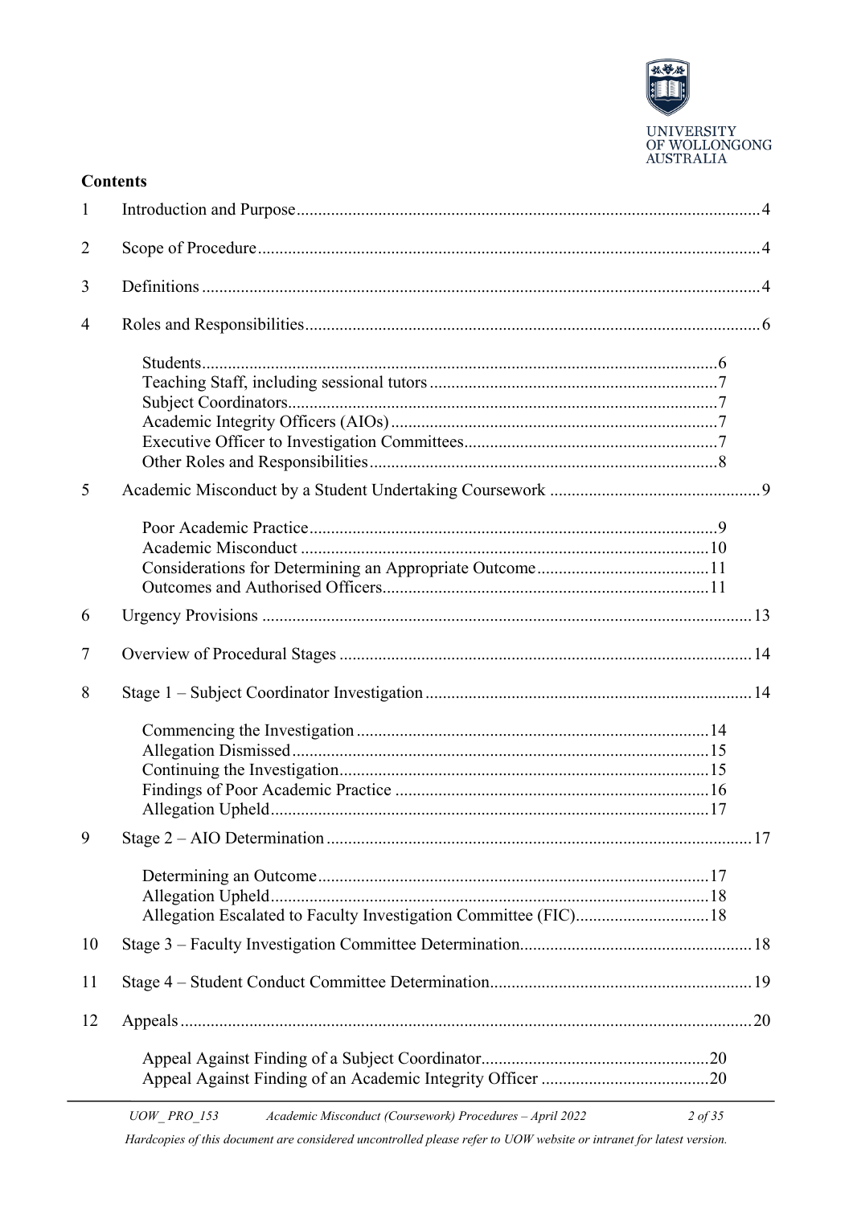**Contents**

1 Introduction and Purpose ........................................................................................................ 4

2 Scope of Procedure ................................................................................................................. 4

3 Definitions ............................................................................................................................... 4

4 Roles and Responsibilities ....................................................................................................... 6

- Students ................................................................................................................ 6
- Teaching Staff, including sessional tutors ............................................................ 7
- Subject Coordinators ............................................................................................ 7
- Academic Integrity Officers (AIOs) ...................................................................... 7
- Executive Officer to Investigation Committees ..................................................... 7
- Other Roles and Responsibilities .......................................................................... 8

5 Academic Misconduct by a Student Undertaking Coursework ............................................... 9

- Poor Academic Practice ....................................................................................... 9
- Academic Misconduct ......................................................................................... 10
- Considerations for Determining an Appropriate Outcome ................................... 11
- Outcomes and Authorised Officers ..................................................................... 11

6 Urgency Provisions ............................................................................................................... 13

7 Overview of Procedural Stages ............................................................................................. 14

8 Stage 1 – Subject Coordinator Investigation .......................................................................... 14

- Commencing the Investigation ........................................................................... 14
- Allegation Dismissed .......................................................................................... 15
- Continuing the Investigation ............................................................................... 15
- Findings of Poor Academic Practice .................................................................. 16
- Allegation Upheld ............................................................................................... 17

9 Stage 2 – AIO Determination ................................................................................................. 17

- Determining an Outcome .................................................................................... 17
- Allegation Upheld ............................................................................................... 18
- Allegation Escalated to Faculty Investigation Committee (FIC) ........................... 18

10 Stage 3 – Faculty Investigation Committee Determination .................................................... 18

11 Stage 4 – Student Conduct Committee Determination ........................................................... 19

12 Appeals .................................................................................................................................. 20

- Appeal Against Finding of a Subject Coordinator ................................................ 20
- Appeal Against Finding of an Academic Integrity Officer .................................... 20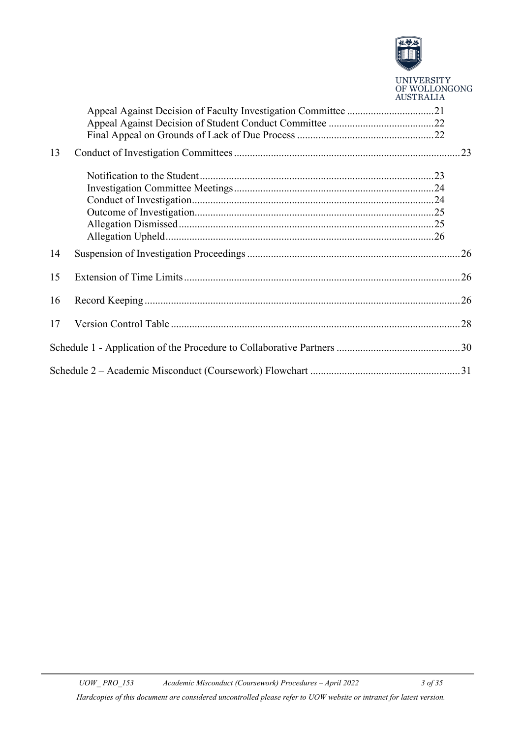Appeal Against Decision of Faculty Investigation Committee ................................21
Appeal Against Decision of Student Conduct Committee ........................................22
Final Appeal on Grounds of Lack of Due Process ....................................................22

13 Conduct of Investigation Committees ..................................................................................23

Notification to the Student........................................................................................23
Investigation Committee Meetings...........................................................................24
Conduct of Investigation...........................................................................................24
Outcome of Investigation..........................................................................................25
Allegation Dismissed................................................................................................25
Allegation Upheld.....................................................................................................26

14 Suspension of Investigation Proceedings ................................................................................26

15 Extension of Time Limits........................................................................................................26

16 Record Keeping.......................................................................................................................26

17 Version Control Table ............................................................................................................28

Schedule 1 - Application of the Procedure to Collaborative Partners ...............................................30

Schedule 2 – Academic Misconduct (Coursework) Flowchart ........................................................31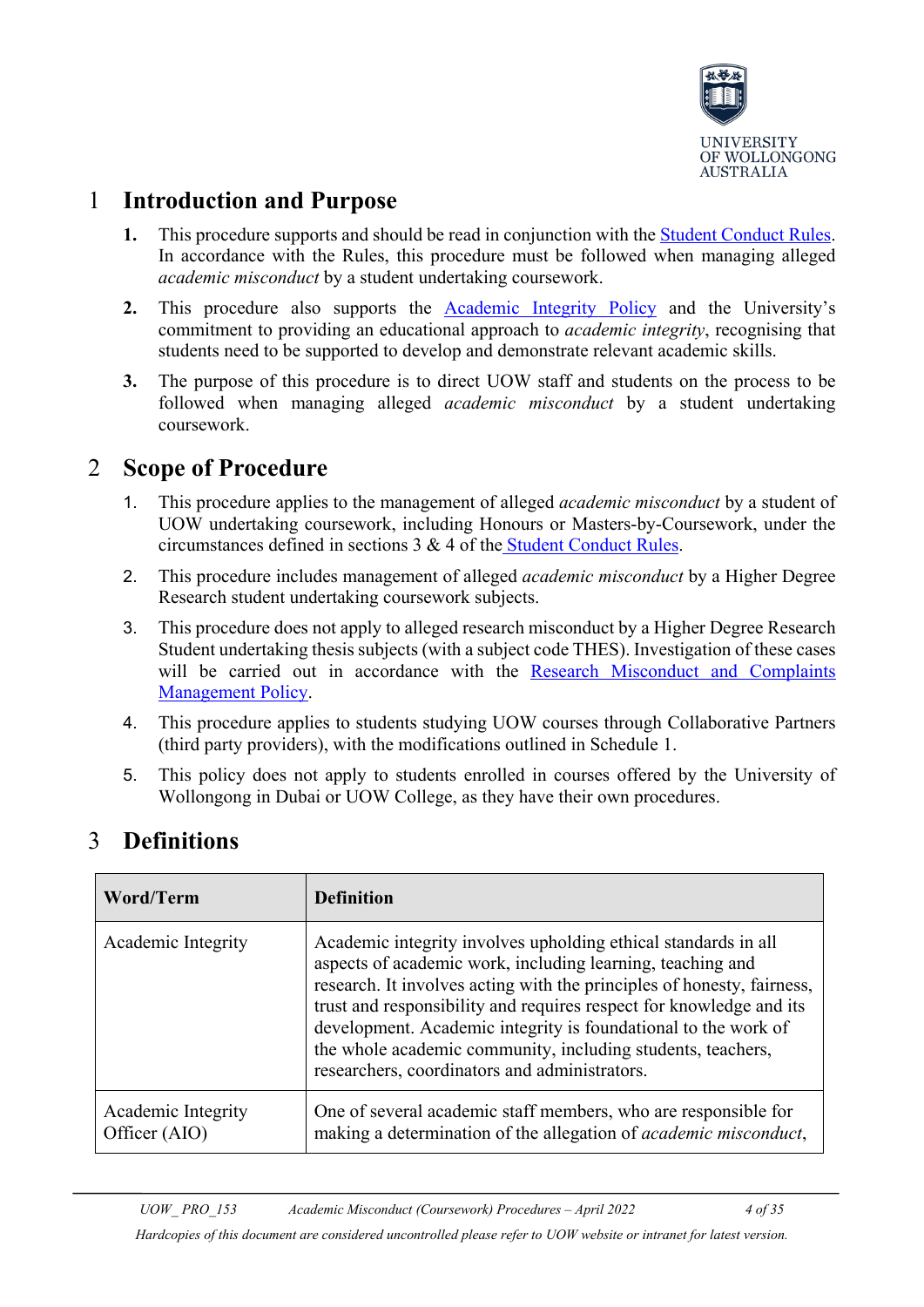# 1 Introduction and Purpose

**1.** This procedure supports and should be read in conjunction with the Student Conduct Rules. In accordance with the Rules, this procedure must be followed when managing alleged *academic misconduct* by a student undertaking coursework.

**2.** This procedure also supports the Academic Integrity Policy and the University's commitment to providing an educational approach to *academic integrity*, recognising that students need to be supported to develop and demonstrate relevant academic skills.

**3.** The purpose of this procedure is to direct UOW staff and students on the process to be followed when managing alleged *academic misconduct* by a student undertaking coursework.

# 2 Scope of Procedure

1. This procedure applies to the management of alleged *academic misconduct* by a student of UOW undertaking coursework, including Honours or Masters-by-Coursework, under the circumstances defined in sections 3 & 4 of the Student Conduct Rules.
2. This procedure includes management of alleged *academic misconduct* by a Higher Degree Research student undertaking coursework subjects.
3. This procedure does not apply to alleged research misconduct by a Higher Degree Research Student undertaking thesis subjects (with a subject code THES). Investigation of these cases will be carried out in accordance with the Research Misconduct and Complaints Management Policy.
4. This procedure applies to students studying UOW courses through Collaborative Partners (third party providers), with the modifications outlined in Schedule 1.
5. This policy does not apply to students enrolled in courses offered by the University of Wollongong in Dubai or UOW College, as they have their own procedures.

# 3 Definitions

| Word/Term | Definition |
|---|---|
| Academic Integrity | Academic integrity involves upholding ethical standards in all aspects of academic work, including learning, teaching and research. It involves acting with the principles of honesty, fairness, trust and responsibility and requires respect for knowledge and its development. Academic integrity is foundational to the work of the whole academic community, including students, teachers, researchers, coordinators and administrators. |
| Academic Integrity Officer (AIO) | One of several academic staff members, who are responsible for making a determination of the allegation of *academic misconduct*, |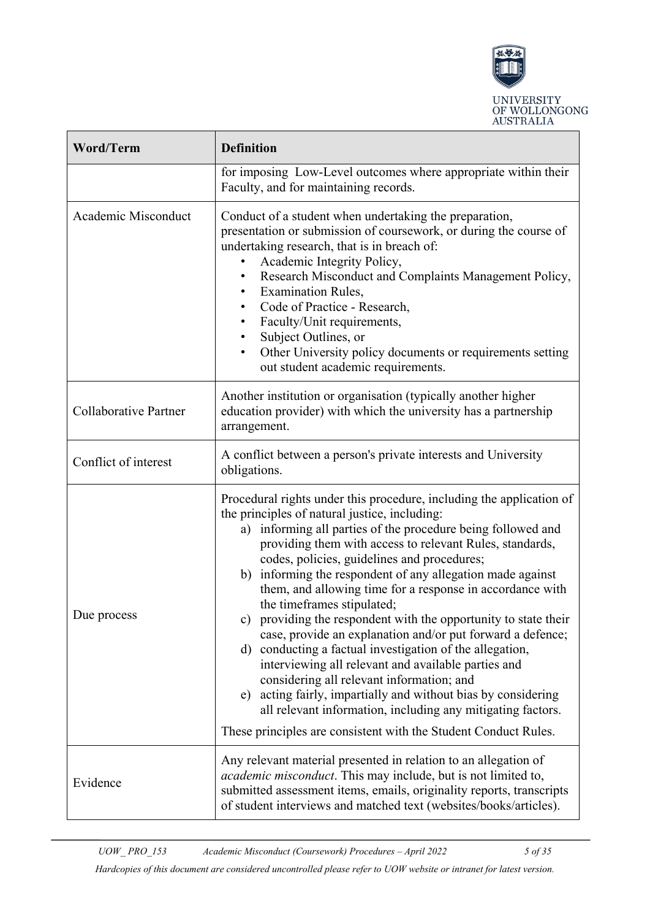| Word/Term | Definition |
|---|---|
| | for imposing Low-Level outcomes where appropriate within their Faculty, and for maintaining records. |
| Academic Misconduct | Conduct of a student when undertaking the preparation, presentation or submission of coursework, or during the course of undertaking research, that is in breach of: <br>• Academic Integrity Policy, <br>• Research Misconduct and Complaints Management Policy, <br>• Examination Rules, <br>• Code of Practice - Research, <br>• Faculty/Unit requirements, <br>• Subject Outlines, or <br>• Other University policy documents or requirements setting out student academic requirements. |
| Collaborative Partner | Another institution or organisation (typically another higher education provider) with which the university has a partnership arrangement. |
| Conflict of interest | A conflict between a person's private interests and University obligations. |
| Due process | Procedural rights under this procedure, including the application of the principles of natural justice, including: <br>a) informing all parties of the procedure being followed and providing them with access to relevant Rules, standards, codes, policies, guidelines and procedures; <br>b) informing the respondent of any allegation made against them, and allowing time for a response in accordance with the timeframes stipulated; <br>c) providing the respondent with the opportunity to state their case, provide an explanation and/or put forward a defence; <br>d) conducting a factual investigation of the allegation, interviewing all relevant and available parties and considering all relevant information; and <br>e) acting fairly, impartially and without bias by considering all relevant information, including any mitigating factors. <br><br>These principles are consistent with the Student Conduct Rules. |
| Evidence | Any relevant material presented in relation to an allegation of *academic misconduct*. This may include, but is not limited to, submitted assessment items, emails, originality reports, transcripts of student interviews and matched text (websites/books/articles). |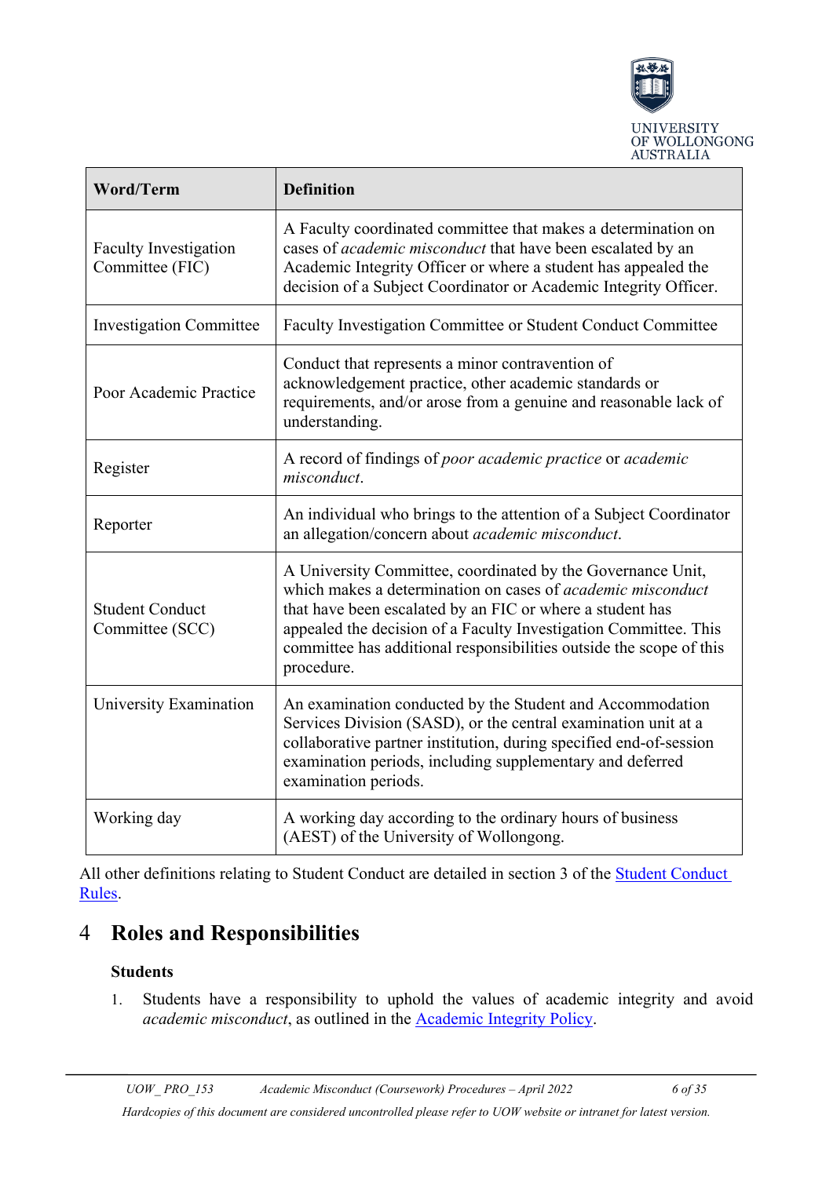| Word/Term | Definition |
|---|---|
| Faculty Investigation Committee (FIC) | A Faculty coordinated committee that makes a determination on cases of *academic misconduct* that have been escalated by an Academic Integrity Officer or where a student has appealed the decision of a Subject Coordinator or Academic Integrity Officer. |
| Investigation Committee | Faculty Investigation Committee or Student Conduct Committee |
| Poor Academic Practice | Conduct that represents a minor contravention of acknowledgement practice, other academic standards or requirements, and/or arose from a genuine and reasonable lack of understanding. |
| Register | A record of findings of *poor academic practice* or *academic misconduct*. |
| Reporter | An individual who brings to the attention of a Subject Coordinator an allegation/concern about *academic misconduct*. |
| Student Conduct Committee (SCC) | A University Committee, coordinated by the Governance Unit, which makes a determination on cases of *academic misconduct* that have been escalated by an FIC or where a student has appealed the decision of a Faculty Investigation Committee. This committee has additional responsibilities outside the scope of this procedure. |
| University Examination | An examination conducted by the Student and Accommodation Services Division (SASD), or the central examination unit at a collaborative partner institution, during specified end-of-session examination periods, including supplementary and deferred examination periods. |
| Working day | A working day according to the ordinary hours of business (AEST) of the University of Wollongong. |

All other definitions relating to Student Conduct are detailed in section 3 of the [Student Conduct Rules](Student Conduct Rules).

# 4 Roles and Responsibilities

**Students**

1. Students have a responsibility to uphold the values of academic integrity and avoid *academic misconduct*, as outlined in the [Academic Integrity Policy](Academic Integrity Policy).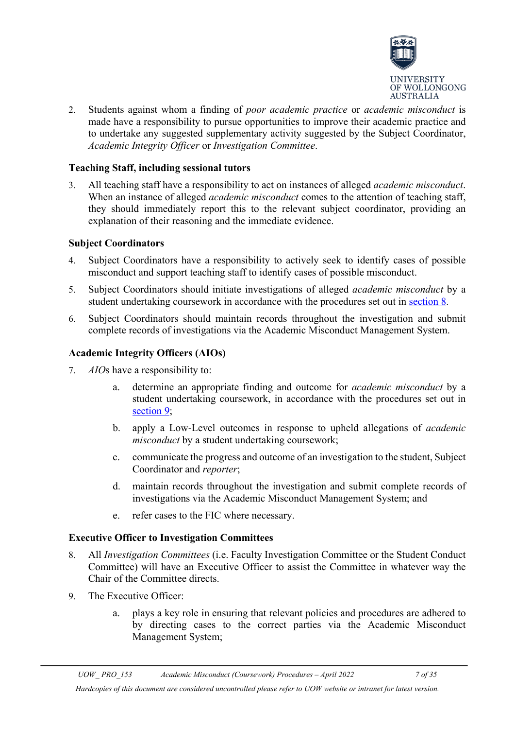2. Students against whom a finding of *poor academic practice* or *academic misconduct* is made have a responsibility to pursue opportunities to improve their academic practice and to undertake any suggested supplementary activity suggested by the Subject Coordinator, *Academic Integrity Officer* or *Investigation Committee*.

**Teaching Staff, including sessional tutors**

3. All teaching staff have a responsibility to act on instances of alleged *academic misconduct*. When an instance of alleged *academic misconduct* comes to the attention of teaching staff, they should immediately report this to the relevant subject coordinator, providing an explanation of their reasoning and the immediate evidence.

**Subject Coordinators**

4. Subject Coordinators have a responsibility to actively seek to identify cases of possible misconduct and support teaching staff to identify cases of possible misconduct.
5. Subject Coordinators should initiate investigations of alleged *academic misconduct* by a student undertaking coursework in accordance with the procedures set out in section 8.
6. Subject Coordinators should maintain records throughout the investigation and submit complete records of investigations via the Academic Misconduct Management System.

**Academic Integrity Officers (AIOs)**

7. *AIO*s have a responsibility to:
   a. determine an appropriate finding and outcome for *academic misconduct* by a student undertaking coursework, in accordance with the procedures set out in section 9;
   b. apply a Low-Level outcomes in response to upheld allegations of *academic misconduct* by a student undertaking coursework;
   c. communicate the progress and outcome of an investigation to the student, Subject Coordinator and *reporter*;
   d. maintain records throughout the investigation and submit complete records of investigations via the Academic Misconduct Management System; and
   e. refer cases to the FIC where necessary.

**Executive Officer to Investigation Committees**

8. All *Investigation Committees* (i.e. Faculty Investigation Committee or the Student Conduct Committee) will have an Executive Officer to assist the Committee in whatever way the Chair of the Committee directs.
9. The Executive Officer:
   a. plays a key role in ensuring that relevant policies and procedures are adhered to by directing cases to the correct parties via the Academic Misconduct Management System;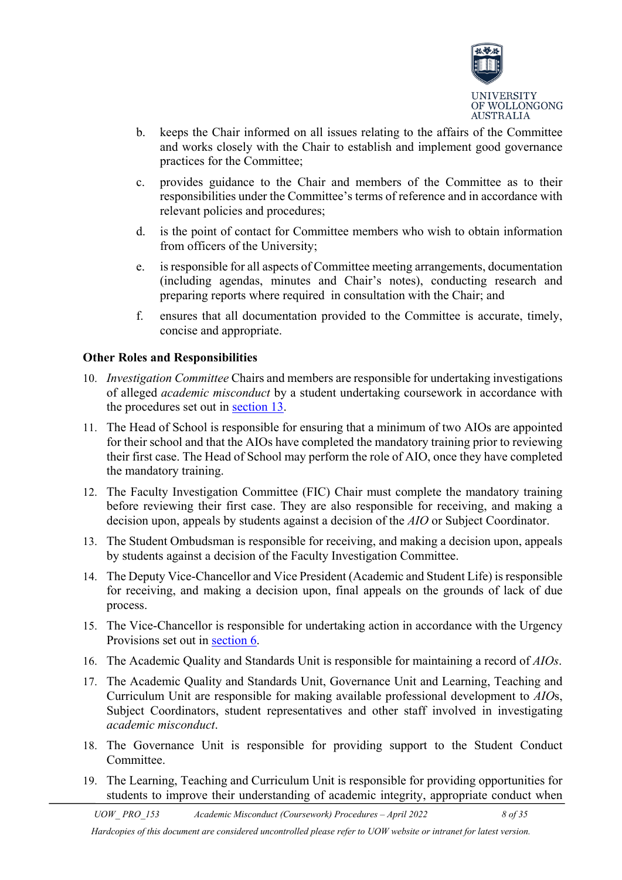b. keeps the Chair informed on all issues relating to the affairs of the Committee and works closely with the Chair to establish and implement good governance practices for the Committee;

c. provides guidance to the Chair and members of the Committee as to their responsibilities under the Committee's terms of reference and in accordance with relevant policies and procedures;

d. is the point of contact for Committee members who wish to obtain information from officers of the University;

e. is responsible for all aspects of Committee meeting arrangements, documentation (including agendas, minutes and Chair's notes), conducting research and preparing reports where required in consultation with the Chair; and

f. ensures that all documentation provided to the Committee is accurate, timely, concise and appropriate.

**Other Roles and Responsibilities**

10. *Investigation Committee* Chairs and members are responsible for undertaking investigations of alleged *academic misconduct* by a student undertaking coursework in accordance with the procedures set out in section 13.

11. The Head of School is responsible for ensuring that a minimum of two AIOs are appointed for their school and that the AIOs have completed the mandatory training prior to reviewing their first case. The Head of School may perform the role of AIO, once they have completed the mandatory training.

12. The Faculty Investigation Committee (FIC) Chair must complete the mandatory training before reviewing their first case. They are also responsible for receiving, and making a decision upon, appeals by students against a decision of the *AIO* or Subject Coordinator.

13. The Student Ombudsman is responsible for receiving, and making a decision upon, appeals by students against a decision of the Faculty Investigation Committee.

14. The Deputy Vice-Chancellor and Vice President (Academic and Student Life) is responsible for receiving, and making a decision upon, final appeals on the grounds of lack of due process.

15. The Vice-Chancellor is responsible for undertaking action in accordance with the Urgency Provisions set out in section 6.

16. The Academic Quality and Standards Unit is responsible for maintaining a record of *AIOs*.

17. The Academic Quality and Standards Unit, Governance Unit and Learning, Teaching and Curriculum Unit are responsible for making available professional development to *AIO*s, Subject Coordinators, student representatives and other staff involved in investigating *academic misconduct*.

18. The Governance Unit is responsible for providing support to the Student Conduct Committee.

19. The Learning, Teaching and Curriculum Unit is responsible for providing opportunities for students to improve their understanding of academic integrity, appropriate conduct when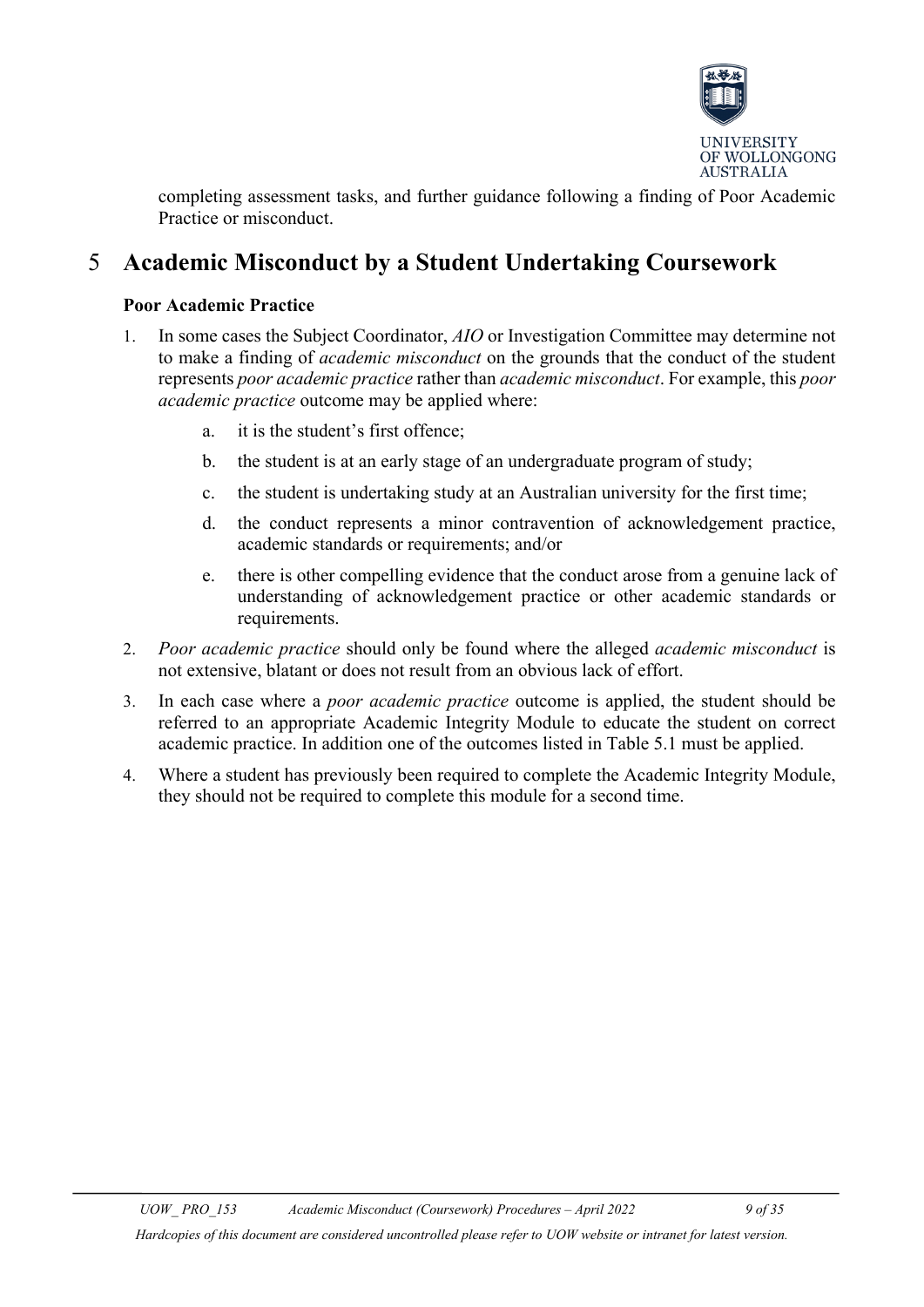completing assessment tasks, and further guidance following a finding of Poor Academic Practice or misconduct.

# 5 Academic Misconduct by a Student Undertaking Coursework

### Poor Academic Practice

1. In some cases the Subject Coordinator, *AIO* or Investigation Committee may determine not to make a finding of *academic misconduct* on the grounds that the conduct of the student represents *poor academic practice* rather than *academic misconduct*. For example, this *poor academic practice* outcome may be applied where:
    a. it is the student's first offence;
    b. the student is at an early stage of an undergraduate program of study;
    c. the student is undertaking study at an Australian university for the first time;
    d. the conduct represents a minor contravention of acknowledgement practice, academic standards or requirements; and/or
    e. there is other compelling evidence that the conduct arose from a genuine lack of understanding of acknowledgement practice or other academic standards or requirements.
2. *Poor academic practice* should only be found where the alleged *academic misconduct* is not extensive, blatant or does not result from an obvious lack of effort.
3. In each case where a *poor academic practice* outcome is applied, the student should be referred to an appropriate Academic Integrity Module to educate the student on correct academic practice. In addition one of the outcomes listed in Table 5.1 must be applied.
4. Where a student has previously been required to complete the Academic Integrity Module, they should not be required to complete this module for a second time.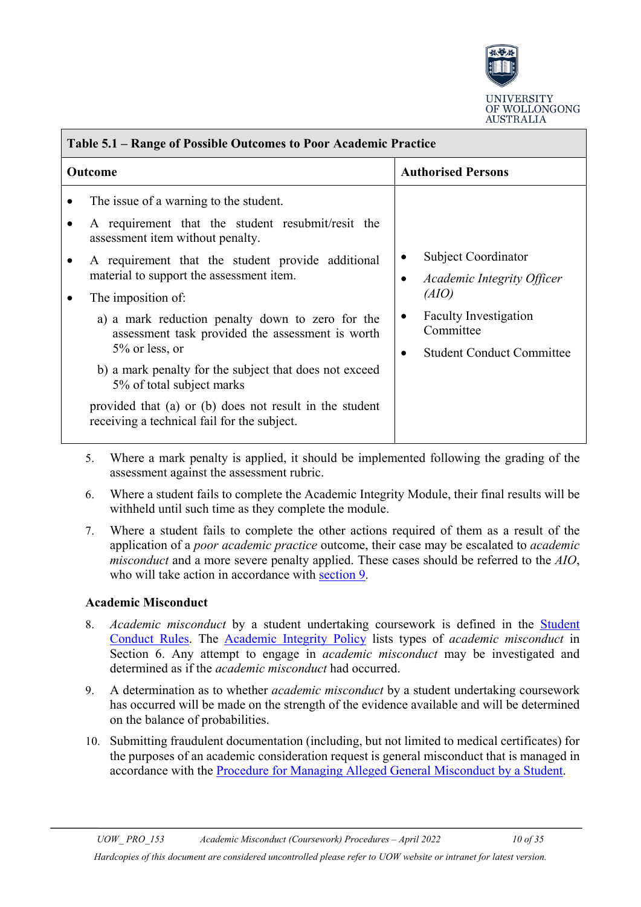| Table 5.1 – Range of Possible Outcomes to Poor Academic Practice | |
|---|---|
| **Outcome** | **Authorised Persons** |
| • The issue of a warning to the student.<br>• A requirement that the student resubmit/resit the assessment item without penalty.<br>• A requirement that the student provide additional material to support the assessment item.<br>• The imposition of:<br>a) a mark reduction penalty down to zero for the assessment task provided the assessment is worth 5% or less, or<br>b) a mark penalty for the subject that does not exceed 5% of total subject marks<br>provided that (a) or (b) does not result in the student receiving a technical fail for the subject. | • Subject Coordinator<br>• *Academic Integrity Officer (AIO)*<br>• Faculty Investigation Committee<br>• Student Conduct Committee |

5. Where a mark penalty is applied, it should be implemented following the grading of the assessment against the assessment rubric.
6. Where a student fails to complete the Academic Integrity Module, their final results will be withheld until such time as they complete the module.
7. Where a student fails to complete the other actions required of them as a result of the application of a *poor academic practice* outcome, their case may be escalated to *academic misconduct* and a more severe penalty applied. These cases should be referred to the *AIO*, who will take action in accordance with section 9.

**Academic Misconduct**

8. *Academic misconduct* by a student undertaking coursework is defined in the Student Conduct Rules. The Academic Integrity Policy lists types of *academic misconduct* in Section 6. Any attempt to engage in *academic misconduct* may be investigated and determined as if the *academic misconduct* had occurred.
9. A determination as to whether *academic misconduct* by a student undertaking coursework has occurred will be made on the strength of the evidence available and will be determined on the balance of probabilities.
10. Submitting fraudulent documentation (including, but not limited to medical certificates) for the purposes of an academic consideration request is general misconduct that is managed in accordance with the Procedure for Managing Alleged General Misconduct by a Student.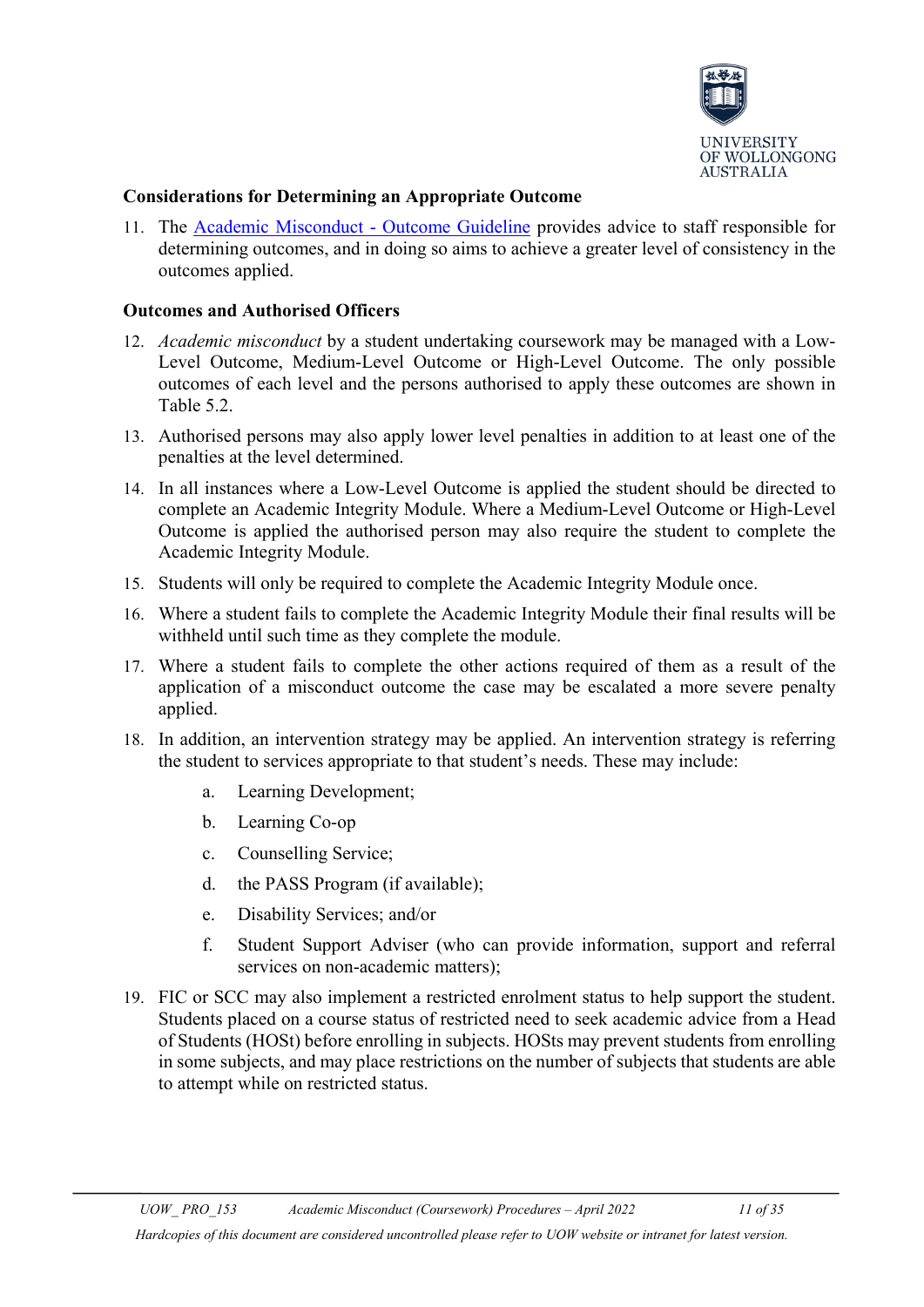### Considerations for Determining an Appropriate Outcome

11. The [Academic Misconduct - Outcome Guideline]() provides advice to staff responsible for determining outcomes, and in doing so aims to achieve a greater level of consistency in the outcomes applied.

### Outcomes and Authorised Officers

12. *Academic misconduct* by a student undertaking coursework may be managed with a Low-Level Outcome, Medium-Level Outcome or High-Level Outcome. The only possible outcomes of each level and the persons authorised to apply these outcomes are shown in Table 5.2.
13. Authorised persons may also apply lower level penalties in addition to at least one of the penalties at the level determined.
14. In all instances where a Low-Level Outcome is applied the student should be directed to complete an Academic Integrity Module. Where a Medium-Level Outcome or High-Level Outcome is applied the authorised person may also require the student to complete the Academic Integrity Module.
15. Students will only be required to complete the Academic Integrity Module once.
16. Where a student fails to complete the Academic Integrity Module their final results will be withheld until such time as they complete the module.
17. Where a student fails to complete the other actions required of them as a result of the application of a misconduct outcome the case may be escalated a more severe penalty applied.
18. In addition, an intervention strategy may be applied. An intervention strategy is referring the student to services appropriate to that student's needs. These may include:
    a. Learning Development;
    b. Learning Co-op
    c. Counselling Service;
    d. the PASS Program (if available);
    e. Disability Services; and/or
    f. Student Support Adviser (who can provide information, support and referral services on non-academic matters);
19. FIC or SCC may also implement a restricted enrolment status to help support the student. Students placed on a course status of restricted need to seek academic advice from a Head of Students (HOSt) before enrolling in subjects. HOSts may prevent students from enrolling in some subjects, and may place restrictions on the number of subjects that students are able to attempt while on restricted status.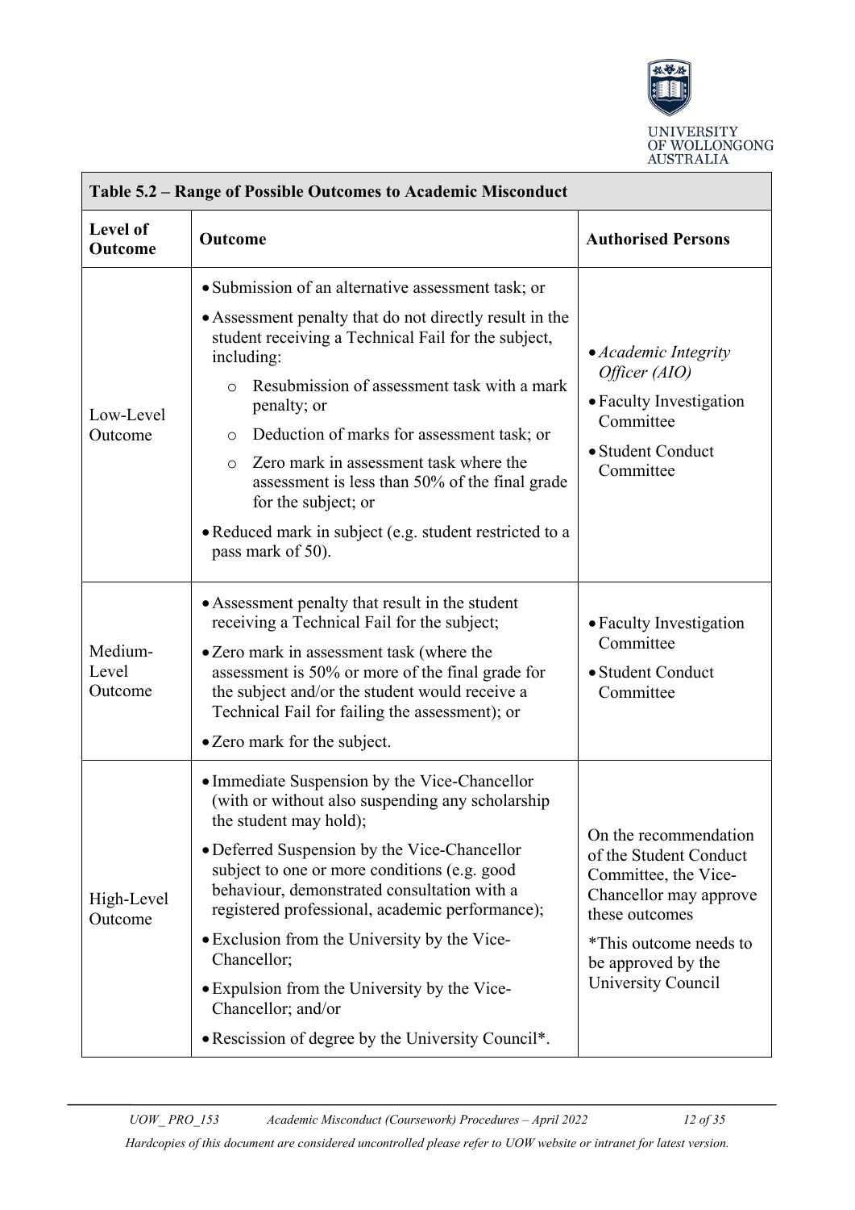| Table 5.2 – Range of Possible Outcomes to Academic Misconduct | | |
|---|---|---|
| **Level of Outcome** | **Outcome** | **Authorised Persons** |
| Low-Level Outcome | • Submission of an alternative assessment task; or<br>• Assessment penalty that do not directly result in the student receiving a Technical Fail for the subject, including:<br>&nbsp;&nbsp;&nbsp;o Resubmission of assessment task with a mark penalty; or<br>&nbsp;&nbsp;&nbsp;o Deduction of marks for assessment task; or<br>&nbsp;&nbsp;&nbsp;o Zero mark in assessment task where the assessment is less than 50% of the final grade for the subject; or<br>• Reduced mark in subject (e.g. student restricted to a pass mark of 50). | • *Academic Integrity Officer (AIO)*<br>• Faculty Investigation Committee<br>• Student Conduct Committee |
| Medium-Level Outcome | • Assessment penalty that result in the student receiving a Technical Fail for the subject;<br>• Zero mark in assessment task (where the assessment is 50% or more of the final grade for the subject and/or the student would receive a Technical Fail for failing the assessment); or<br>• Zero mark for the subject. | • Faculty Investigation Committee<br>• Student Conduct Committee |
| High-Level Outcome | • Immediate Suspension by the Vice-Chancellor (with or without also suspending any scholarship the student may hold);<br>• Deferred Suspension by the Vice-Chancellor subject to one or more conditions (e.g. good behaviour, demonstrated consultation with a registered professional, academic performance);<br>• Exclusion from the University by the Vice-Chancellor;<br>• Expulsion from the University by the Vice-Chancellor; and/or<br>• Rescission of degree by the University Council*. | On the recommendation of the Student Conduct Committee, the Vice-Chancellor may approve these outcomes<br><br>*This outcome needs to be approved by the University Council |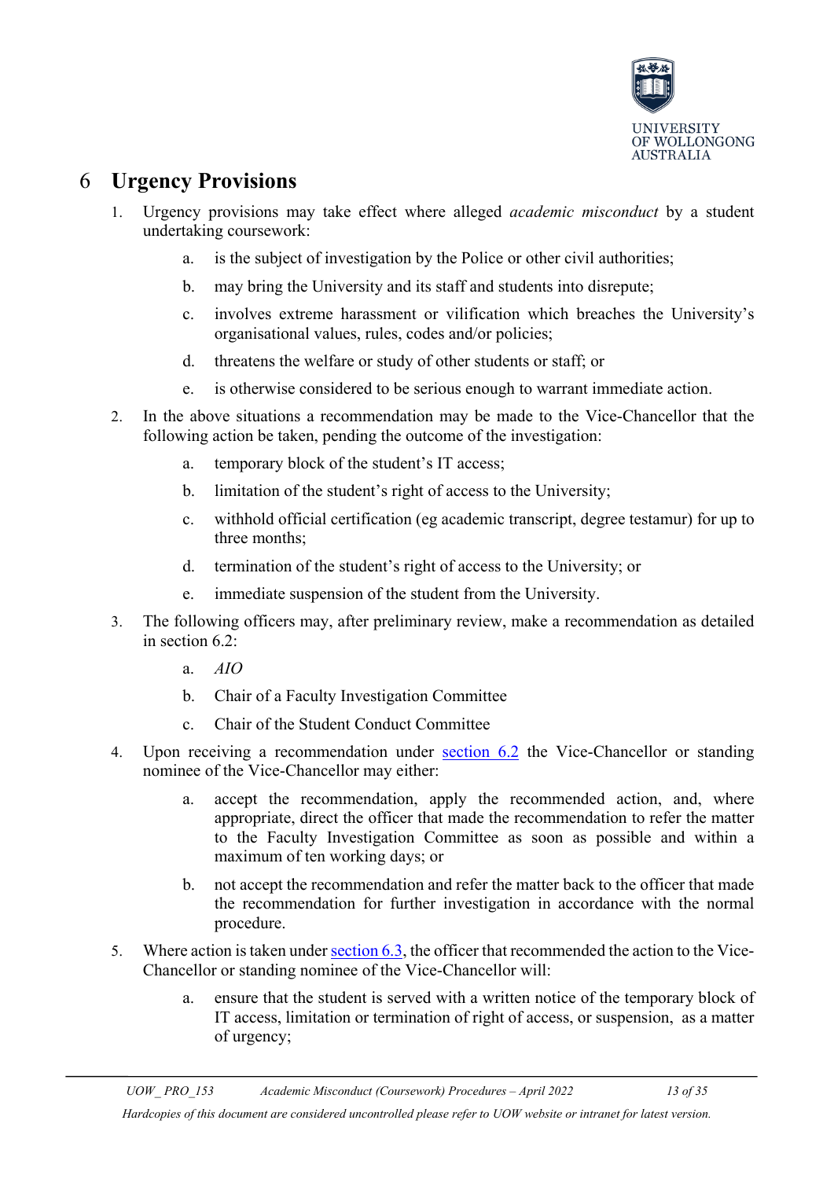# 6 Urgency Provisions

1. Urgency provisions may take effect where alleged *academic misconduct* by a student undertaking coursework:

    a. is the subject of investigation by the Police or other civil authorities;

    b. may bring the University and its staff and students into disrepute;

    c. involves extreme harassment or vilification which breaches the University's organisational values, rules, codes and/or policies;

    d. threatens the welfare or study of other students or staff; or

    e. is otherwise considered to be serious enough to warrant immediate action.

2. In the above situations a recommendation may be made to the Vice-Chancellor that the following action be taken, pending the outcome of the investigation:

    a. temporary block of the student's IT access;

    b. limitation of the student's right of access to the University;

    c. withhold official certification (eg academic transcript, degree testamur) for up to three months;

    d. termination of the student's right of access to the University; or

    e. immediate suspension of the student from the University.

3. The following officers may, after preliminary review, make a recommendation as detailed in section 6.2:

    a. *AIO*

    b. Chair of a Faculty Investigation Committee

    c. Chair of the Student Conduct Committee

4. Upon receiving a recommendation under section 6.2 the Vice-Chancellor or standing nominee of the Vice-Chancellor may either:

    a. accept the recommendation, apply the recommended action, and, where appropriate, direct the officer that made the recommendation to refer the matter to the Faculty Investigation Committee as soon as possible and within a maximum of ten working days; or

    b. not accept the recommendation and refer the matter back to the officer that made the recommendation for further investigation in accordance with the normal procedure.

5. Where action is taken under section 6.3, the officer that recommended the action to the Vice-Chancellor or standing nominee of the Vice-Chancellor will:

    a. ensure that the student is served with a written notice of the temporary block of IT access, limitation or termination of right of access, or suspension, as a matter of urgency;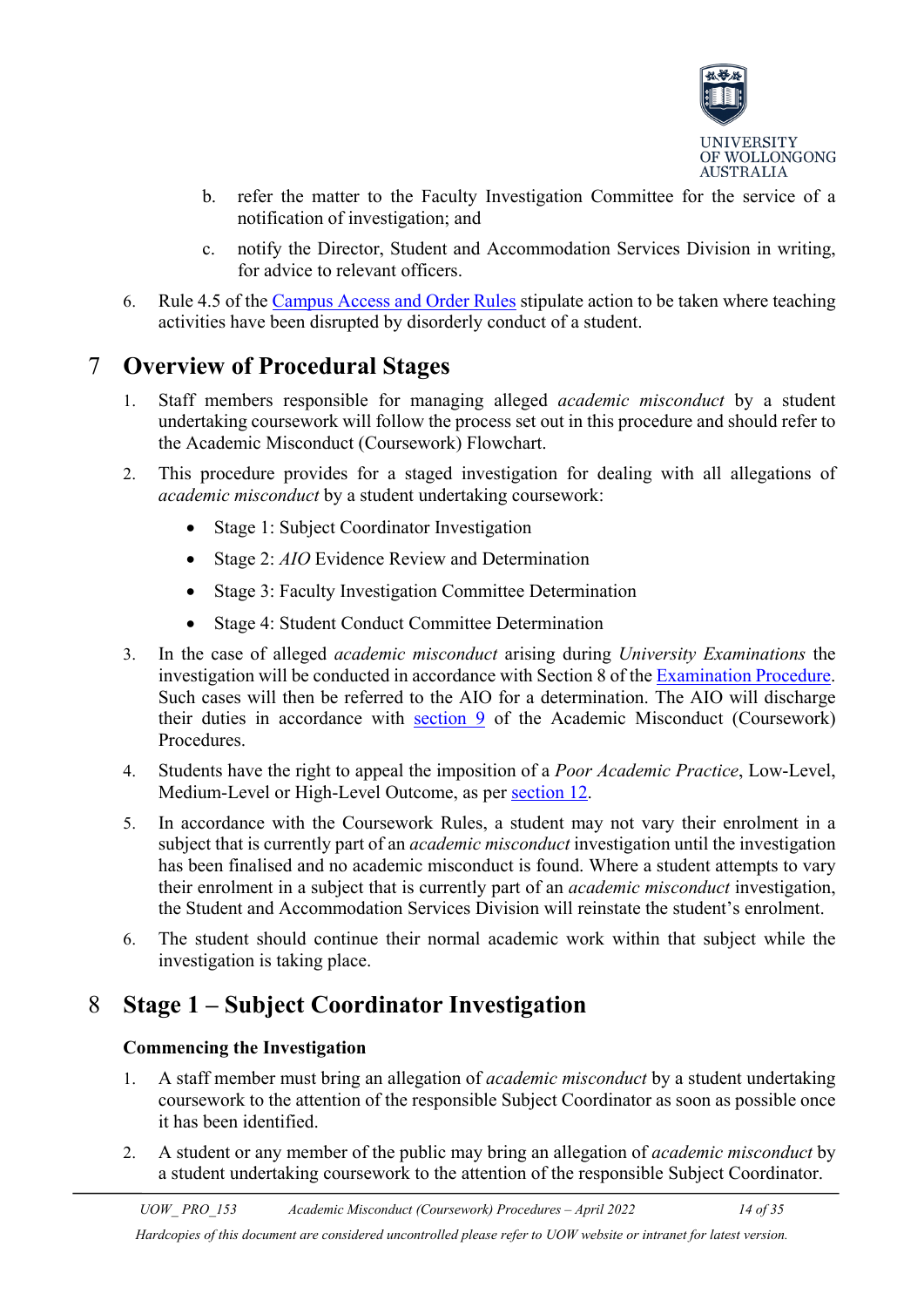b. refer the matter to the Faculty Investigation Committee for the service of a notification of investigation; and

c. notify the Director, Student and Accommodation Services Division in writing, for advice to relevant officers.

6. Rule 4.5 of the [Campus Access and Order Rules](#) stipulate action to be taken where teaching activities have been disrupted by disorderly conduct of a student.

# 7 Overview of Procedural Stages

1. Staff members responsible for managing alleged *academic misconduct* by a student undertaking coursework will follow the process set out in this procedure and should refer to the Academic Misconduct (Coursework) Flowchart.

2. This procedure provides for a staged investigation for dealing with all allegations of *academic misconduct* by a student undertaking coursework:

   - Stage 1: Subject Coordinator Investigation
   - Stage 2: *AIO* Evidence Review and Determination
   - Stage 3: Faculty Investigation Committee Determination
   - Stage 4: Student Conduct Committee Determination

3. In the case of alleged *academic misconduct* arising during *University Examinations* the investigation will be conducted in accordance with Section 8 of the [Examination Procedure](#). Such cases will then be referred to the AIO for a determination. The AIO will discharge their duties in accordance with [section 9](#) of the Academic Misconduct (Coursework) Procedures.

4. Students have the right to appeal the imposition of a *Poor Academic Practice*, Low-Level, Medium-Level or High-Level Outcome, as per [section 12](#).

5. In accordance with the Coursework Rules, a student may not vary their enrolment in a subject that is currently part of an *academic misconduct* investigation until the investigation has been finalised and no academic misconduct is found. Where a student attempts to vary their enrolment in a subject that is currently part of an *academic misconduct* investigation, the Student and Accommodation Services Division will reinstate the student's enrolment.

6. The student should continue their normal academic work within that subject while the investigation is taking place.

# 8 Stage 1 – Subject Coordinator Investigation

**Commencing the Investigation**

1. A staff member must bring an allegation of *academic misconduct* by a student undertaking coursework to the attention of the responsible Subject Coordinator as soon as possible once it has been identified.

2. A student or any member of the public may bring an allegation of *academic misconduct* by a student undertaking coursework to the attention of the responsible Subject Coordinator.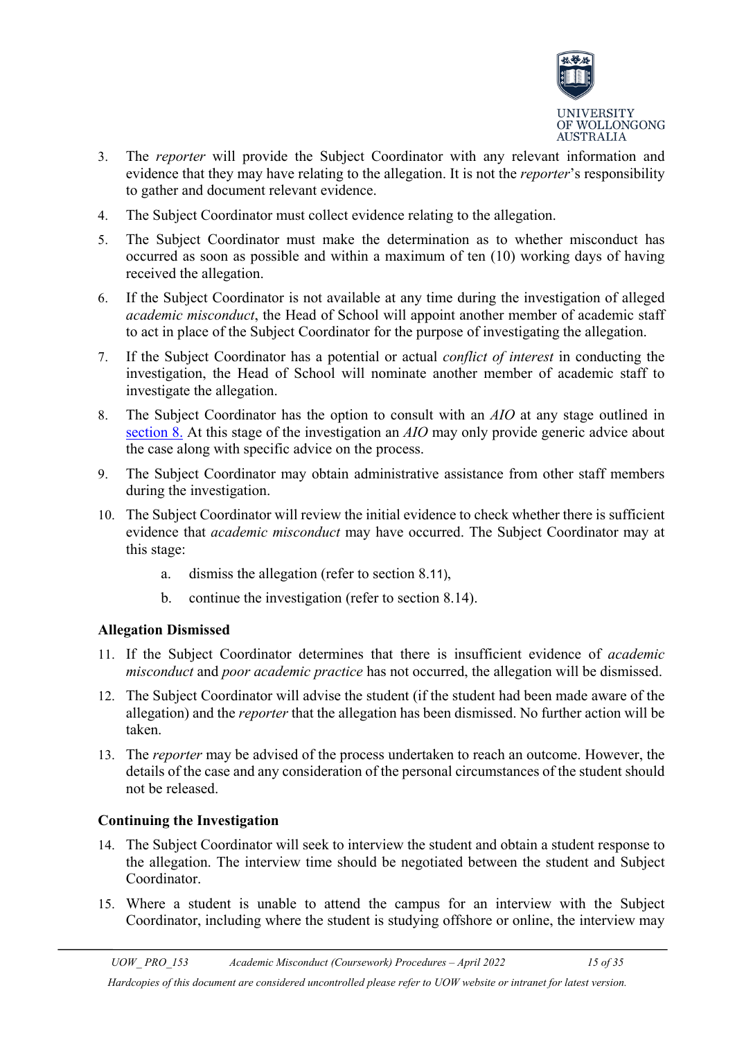3. The *reporter* will provide the Subject Coordinator with any relevant information and evidence that they may have relating to the allegation. It is not the *reporter*'s responsibility to gather and document relevant evidence.
4. The Subject Coordinator must collect evidence relating to the allegation.
5. The Subject Coordinator must make the determination as to whether misconduct has occurred as soon as possible and within a maximum of ten (10) working days of having received the allegation.
6. If the Subject Coordinator is not available at any time during the investigation of alleged *academic misconduct*, the Head of School will appoint another member of academic staff to act in place of the Subject Coordinator for the purpose of investigating the allegation.
7. If the Subject Coordinator has a potential or actual *conflict of interest* in conducting the investigation, the Head of School will nominate another member of academic staff to investigate the allegation.
8. The Subject Coordinator has the option to consult with an *AIO* at any stage outlined in section 8. At this stage of the investigation an *AIO* may only provide generic advice about the case along with specific advice on the process.
9. The Subject Coordinator may obtain administrative assistance from other staff members during the investigation.
10. The Subject Coordinator will review the initial evidence to check whether there is sufficient evidence that *academic misconduct* may have occurred. The Subject Coordinator may at this stage:
    a. dismiss the allegation (refer to section 8.11),
    b. continue the investigation (refer to section 8.14).

**Allegation Dismissed**

11. If the Subject Coordinator determines that there is insufficient evidence of *academic misconduct* and *poor academic practice* has not occurred, the allegation will be dismissed.
12. The Subject Coordinator will advise the student (if the student had been made aware of the allegation) and the *reporter* that the allegation has been dismissed. No further action will be taken.
13. The *reporter* may be advised of the process undertaken to reach an outcome. However, the details of the case and any consideration of the personal circumstances of the student should not be released.

**Continuing the Investigation**

14. The Subject Coordinator will seek to interview the student and obtain a student response to the allegation. The interview time should be negotiated between the student and Subject Coordinator.
15. Where a student is unable to attend the campus for an interview with the Subject Coordinator, including where the student is studying offshore or online, the interview may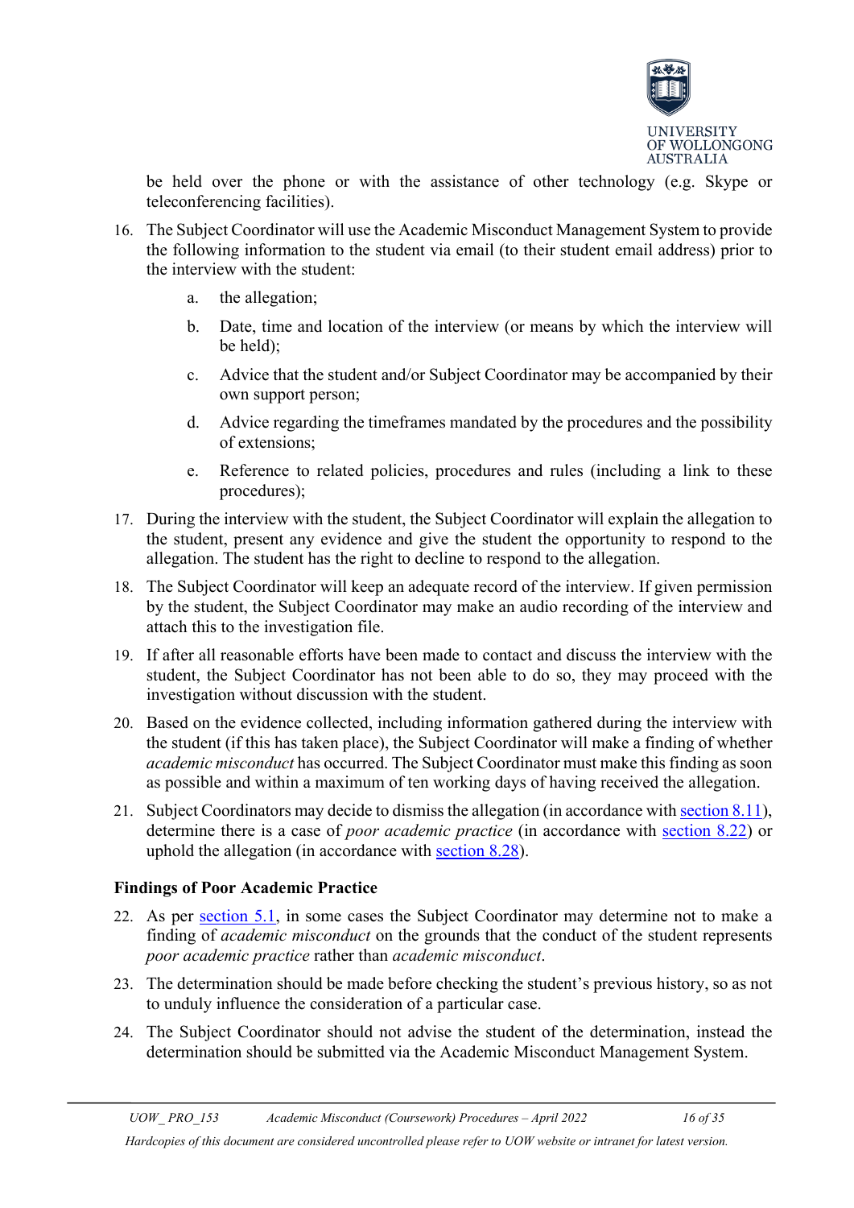be held over the phone or with the assistance of other technology (e.g. Skype or teleconferencing facilities).

16. The Subject Coordinator will use the Academic Misconduct Management System to provide the following information to the student via email (to their student email address) prior to the interview with the student:

    a. the allegation;

    b. Date, time and location of the interview (or means by which the interview will be held);

    c. Advice that the student and/or Subject Coordinator may be accompanied by their own support person;

    d. Advice regarding the timeframes mandated by the procedures and the possibility of extensions;

    e. Reference to related policies, procedures and rules (including a link to these procedures);

17. During the interview with the student, the Subject Coordinator will explain the allegation to the student, present any evidence and give the student the opportunity to respond to the allegation. The student has the right to decline to respond to the allegation.

18. The Subject Coordinator will keep an adequate record of the interview. If given permission by the student, the Subject Coordinator may make an audio recording of the interview and attach this to the investigation file.

19. If after all reasonable efforts have been made to contact and discuss the interview with the student, the Subject Coordinator has not been able to do so, they may proceed with the investigation without discussion with the student.

20. Based on the evidence collected, including information gathered during the interview with the student (if this has taken place), the Subject Coordinator will make a finding of whether *academic misconduct* has occurred. The Subject Coordinator must make this finding as soon as possible and within a maximum of ten working days of having received the allegation.

21. Subject Coordinators may decide to dismiss the allegation (in accordance with section 8.11), determine there is a case of *poor academic practice* (in accordance with section 8.22) or uphold the allegation (in accordance with section 8.28).

**Findings of Poor Academic Practice**

22. As per section 5.1, in some cases the Subject Coordinator may determine not to make a finding of *academic misconduct* on the grounds that the conduct of the student represents *poor academic practice* rather than *academic misconduct*.

23. The determination should be made before checking the student's previous history, so as not to unduly influence the consideration of a particular case.

24. The Subject Coordinator should not advise the student of the determination, instead the determination should be submitted via the Academic Misconduct Management System.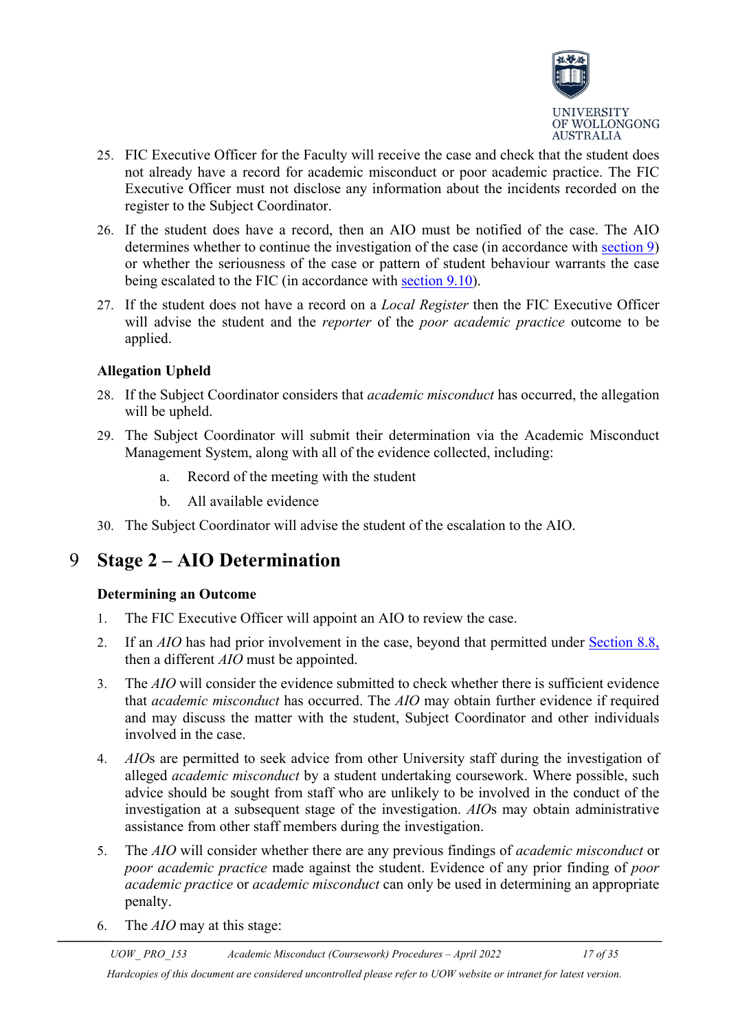25. FIC Executive Officer for the Faculty will receive the case and check that the student does not already have a record for academic misconduct or poor academic practice. The FIC Executive Officer must not disclose any information about the incidents recorded on the register to the Subject Coordinator.
26. If the student does have a record, then an AIO must be notified of the case. The AIO determines whether to continue the investigation of the case (in accordance with section 9) or whether the seriousness of the case or pattern of student behaviour warrants the case being escalated to the FIC (in accordance with section 9.10).
27. If the student does not have a record on a *Local Register* then the FIC Executive Officer will advise the student and the *reporter* of the *poor academic practice* outcome to be applied.

**Allegation Upheld**

28. If the Subject Coordinator considers that *academic misconduct* has occurred, the allegation will be upheld.
29. The Subject Coordinator will submit their determination via the Academic Misconduct Management System, along with all of the evidence collected, including:
    a. Record of the meeting with the student
    b. All available evidence
30. The Subject Coordinator will advise the student of the escalation to the AIO.

# 9 Stage 2 – AIO Determination

**Determining an Outcome**

1. The FIC Executive Officer will appoint an AIO to review the case.
2. If an *AIO* has had prior involvement in the case, beyond that permitted under Section 8.8, then a different *AIO* must be appointed.
3. The *AIO* will consider the evidence submitted to check whether there is sufficient evidence that *academic misconduct* has occurred. The *AIO* may obtain further evidence if required and may discuss the matter with the student, Subject Coordinator and other individuals involved in the case.
4. *AIO*s are permitted to seek advice from other University staff during the investigation of alleged *academic misconduct* by a student undertaking coursework. Where possible, such advice should be sought from staff who are unlikely to be involved in the conduct of the investigation at a subsequent stage of the investigation. *AIO*s may obtain administrative assistance from other staff members during the investigation.
5. The *AIO* will consider whether there are any previous findings of *academic misconduct* or *poor academic practice* made against the student. Evidence of any prior finding of *poor academic practice* or *academic misconduct* can only be used in determining an appropriate penalty.
6. The *AIO* may at this stage: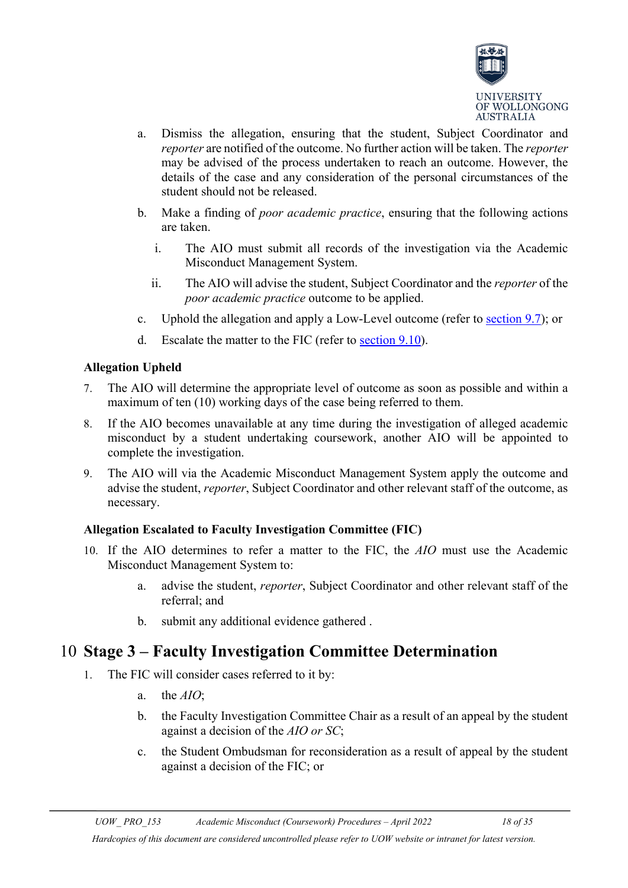a. Dismiss the allegation, ensuring that the student, Subject Coordinator and *reporter* are notified of the outcome. No further action will be taken. The *reporter* may be advised of the process undertaken to reach an outcome. However, the details of the case and any consideration of the personal circumstances of the student should not be released.

b. Make a finding of *poor academic practice*, ensuring that the following actions are taken.

   i. The AIO must submit all records of the investigation via the Academic Misconduct Management System.

   ii. The AIO will advise the student, Subject Coordinator and the *reporter* of the *poor academic practice* outcome to be applied.

c. Uphold the allegation and apply a Low-Level outcome (refer to section 9.7); or

d. Escalate the matter to the FIC (refer to section 9.10).

**Allegation Upheld**

7. The AIO will determine the appropriate level of outcome as soon as possible and within a maximum of ten (10) working days of the case being referred to them.

8. If the AIO becomes unavailable at any time during the investigation of alleged academic misconduct by a student undertaking coursework, another AIO will be appointed to complete the investigation.

9. The AIO will via the Academic Misconduct Management System apply the outcome and advise the student, *reporter*, Subject Coordinator and other relevant staff of the outcome, as necessary.

**Allegation Escalated to Faculty Investigation Committee (FIC)**

10. If the AIO determines to refer a matter to the FIC, the *AIO* must use the Academic Misconduct Management System to:

    a. advise the student, *reporter*, Subject Coordinator and other relevant staff of the referral; and

    b. submit any additional evidence gathered .

# 10 Stage 3 – Faculty Investigation Committee Determination

1. The FIC will consider cases referred to it by:

   a. the *AIO*;

   b. the Faculty Investigation Committee Chair as a result of an appeal by the student against a decision of the *AIO or SC*;

   c. the Student Ombudsman for reconsideration as a result of appeal by the student against a decision of the FIC; or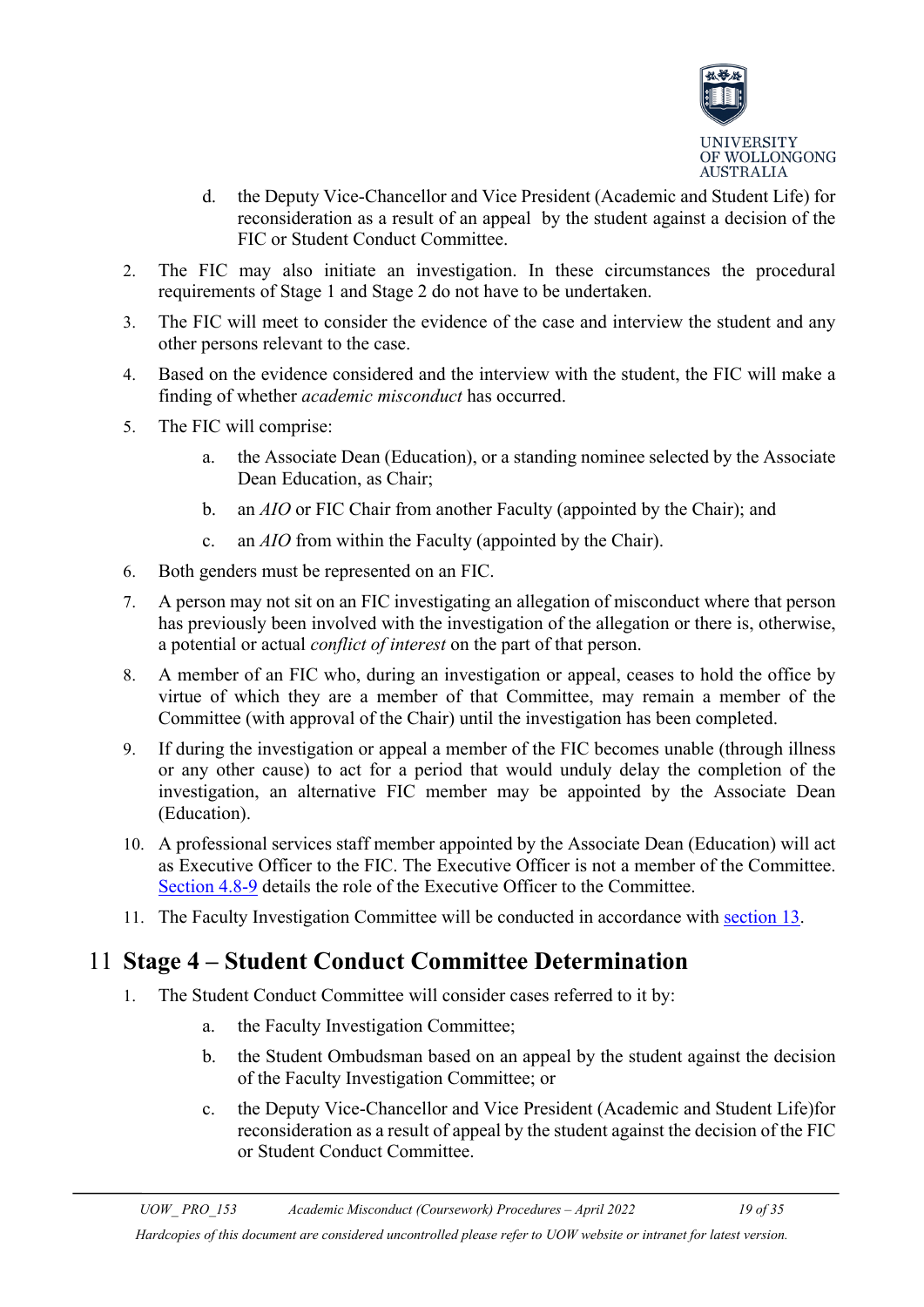d. the Deputy Vice-Chancellor and Vice President (Academic and Student Life) for reconsideration as a result of an appeal by the student against a decision of the FIC or Student Conduct Committee.

2. The FIC may also initiate an investigation. In these circumstances the procedural requirements of Stage 1 and Stage 2 do not have to be undertaken.
3. The FIC will meet to consider the evidence of the case and interview the student and any other persons relevant to the case.
4. Based on the evidence considered and the interview with the student, the FIC will make a finding of whether *academic misconduct* has occurred.
5. The FIC will comprise:
   a. the Associate Dean (Education), or a standing nominee selected by the Associate Dean Education, as Chair;
   b. an *AIO* or FIC Chair from another Faculty (appointed by the Chair); and
   c. an *AIO* from within the Faculty (appointed by the Chair).
6. Both genders must be represented on an FIC.
7. A person may not sit on an FIC investigating an allegation of misconduct where that person has previously been involved with the investigation of the allegation or there is, otherwise, a potential or actual *conflict of interest* on the part of that person.
8. A member of an FIC who, during an investigation or appeal, ceases to hold the office by virtue of which they are a member of that Committee, may remain a member of the Committee (with approval of the Chair) until the investigation has been completed.
9. If during the investigation or appeal a member of the FIC becomes unable (through illness or any other cause) to act for a period that would unduly delay the completion of the investigation, an alternative FIC member may be appointed by the Associate Dean (Education).
10. A professional services staff member appointed by the Associate Dean (Education) will act as Executive Officer to the FIC. The Executive Officer is not a member of the Committee. Section 4.8-9 details the role of the Executive Officer to the Committee.
11. The Faculty Investigation Committee will be conducted in accordance with section 13.

# 11 Stage 4 – Student Conduct Committee Determination

1. The Student Conduct Committee will consider cases referred to it by:
   a. the Faculty Investigation Committee;
   b. the Student Ombudsman based on an appeal by the student against the decision of the Faculty Investigation Committee; or
   c. the Deputy Vice-Chancellor and Vice President (Academic and Student Life)for reconsideration as a result of appeal by the student against the decision of the FIC or Student Conduct Committee.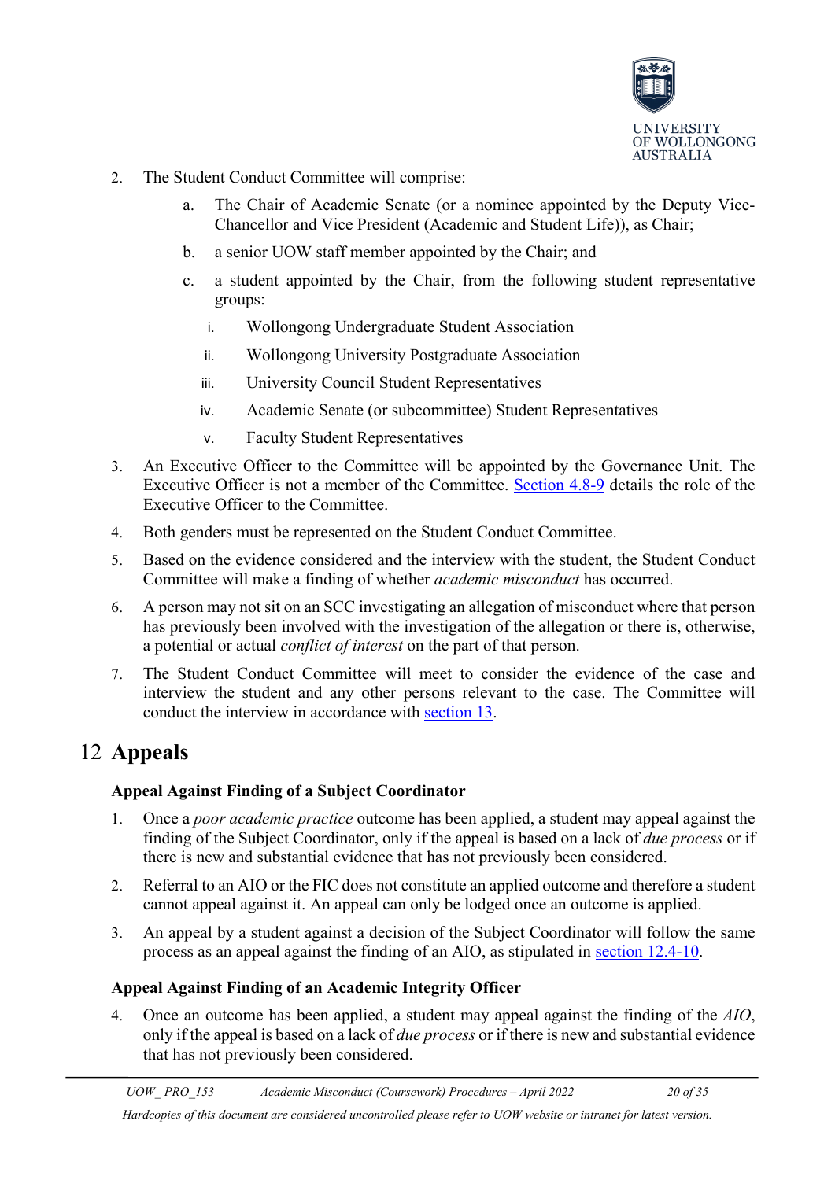2. The Student Conduct Committee will comprise:

    a. The Chair of Academic Senate (or a nominee appointed by the Deputy Vice-Chancellor and Vice President (Academic and Student Life)), as Chair;

    b. a senior UOW staff member appointed by the Chair; and

    c. a student appointed by the Chair, from the following student representative groups:

        i. Wollongong Undergraduate Student Association

        ii. Wollongong University Postgraduate Association

        iii. University Council Student Representatives

        iv. Academic Senate (or subcommittee) Student Representatives

        v. Faculty Student Representatives

3. An Executive Officer to the Committee will be appointed by the Governance Unit. The Executive Officer is not a member of the Committee. Section 4.8-9 details the role of the Executive Officer to the Committee.

4. Both genders must be represented on the Student Conduct Committee.

5. Based on the evidence considered and the interview with the student, the Student Conduct Committee will make a finding of whether *academic misconduct* has occurred.

6. A person may not sit on an SCC investigating an allegation of misconduct where that person has previously been involved with the investigation of the allegation or there is, otherwise, a potential or actual *conflict of interest* on the part of that person.

7. The Student Conduct Committee will meet to consider the evidence of the case and interview the student and any other persons relevant to the case. The Committee will conduct the interview in accordance with section 13.

# 12 Appeals

### Appeal Against Finding of a Subject Coordinator

1. Once a *poor academic practice* outcome has been applied, a student may appeal against the finding of the Subject Coordinator, only if the appeal is based on a lack of *due process* or if there is new and substantial evidence that has not previously been considered.

2. Referral to an AIO or the FIC does not constitute an applied outcome and therefore a student cannot appeal against it. An appeal can only be lodged once an outcome is applied.

3. An appeal by a student against a decision of the Subject Coordinator will follow the same process as an appeal against the finding of an AIO, as stipulated in section 12.4-10.

### Appeal Against Finding of an Academic Integrity Officer

4. Once an outcome has been applied, a student may appeal against the finding of the *AIO*, only if the appeal is based on a lack of *due process* or if there is new and substantial evidence that has not previously been considered.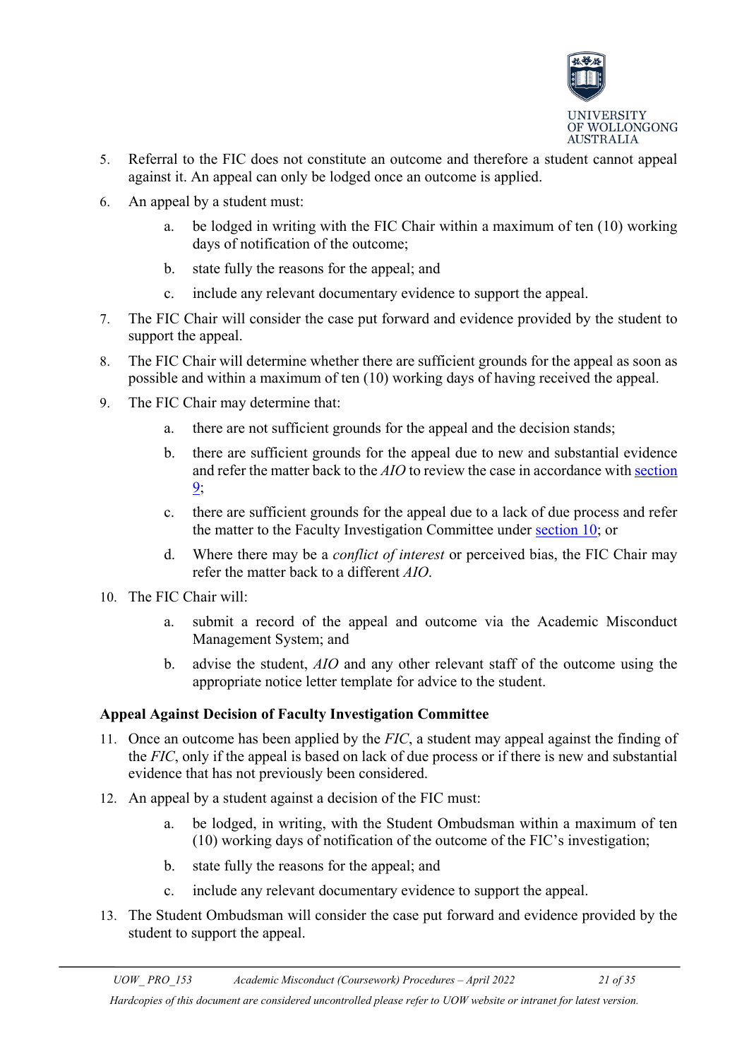5. Referral to the FIC does not constitute an outcome and therefore a student cannot appeal against it. An appeal can only be lodged once an outcome is applied.
6. An appeal by a student must:
    a. be lodged in writing with the FIC Chair within a maximum of ten (10) working days of notification of the outcome;
    b. state fully the reasons for the appeal; and
    c. include any relevant documentary evidence to support the appeal.
7. The FIC Chair will consider the case put forward and evidence provided by the student to support the appeal.
8. The FIC Chair will determine whether there are sufficient grounds for the appeal as soon as possible and within a maximum of ten (10) working days of having received the appeal.
9. The FIC Chair may determine that:
    a. there are not sufficient grounds for the appeal and the decision stands;
    b. there are sufficient grounds for the appeal due to new and substantial evidence and refer the matter back to the *AIO* to review the case in accordance with section 9;
    c. there are sufficient grounds for the appeal due to a lack of due process and refer the matter to the Faculty Investigation Committee under section 10; or
    d. Where there may be a *conflict of interest* or perceived bias, the FIC Chair may refer the matter back to a different *AIO*.
10. The FIC Chair will:
    a. submit a record of the appeal and outcome via the Academic Misconduct Management System; and
    b. advise the student, *AIO* and any other relevant staff of the outcome using the appropriate notice letter template for advice to the student.

**Appeal Against Decision of Faculty Investigation Committee**

11. Once an outcome has been applied by the *FIC*, a student may appeal against the finding of the *FIC*, only if the appeal is based on lack of due process or if there is new and substantial evidence that has not previously been considered.
12. An appeal by a student against a decision of the FIC must:
    a. be lodged, in writing, with the Student Ombudsman within a maximum of ten (10) working days of notification of the outcome of the FIC's investigation;
    b. state fully the reasons for the appeal; and
    c. include any relevant documentary evidence to support the appeal.
13. The Student Ombudsman will consider the case put forward and evidence provided by the student to support the appeal.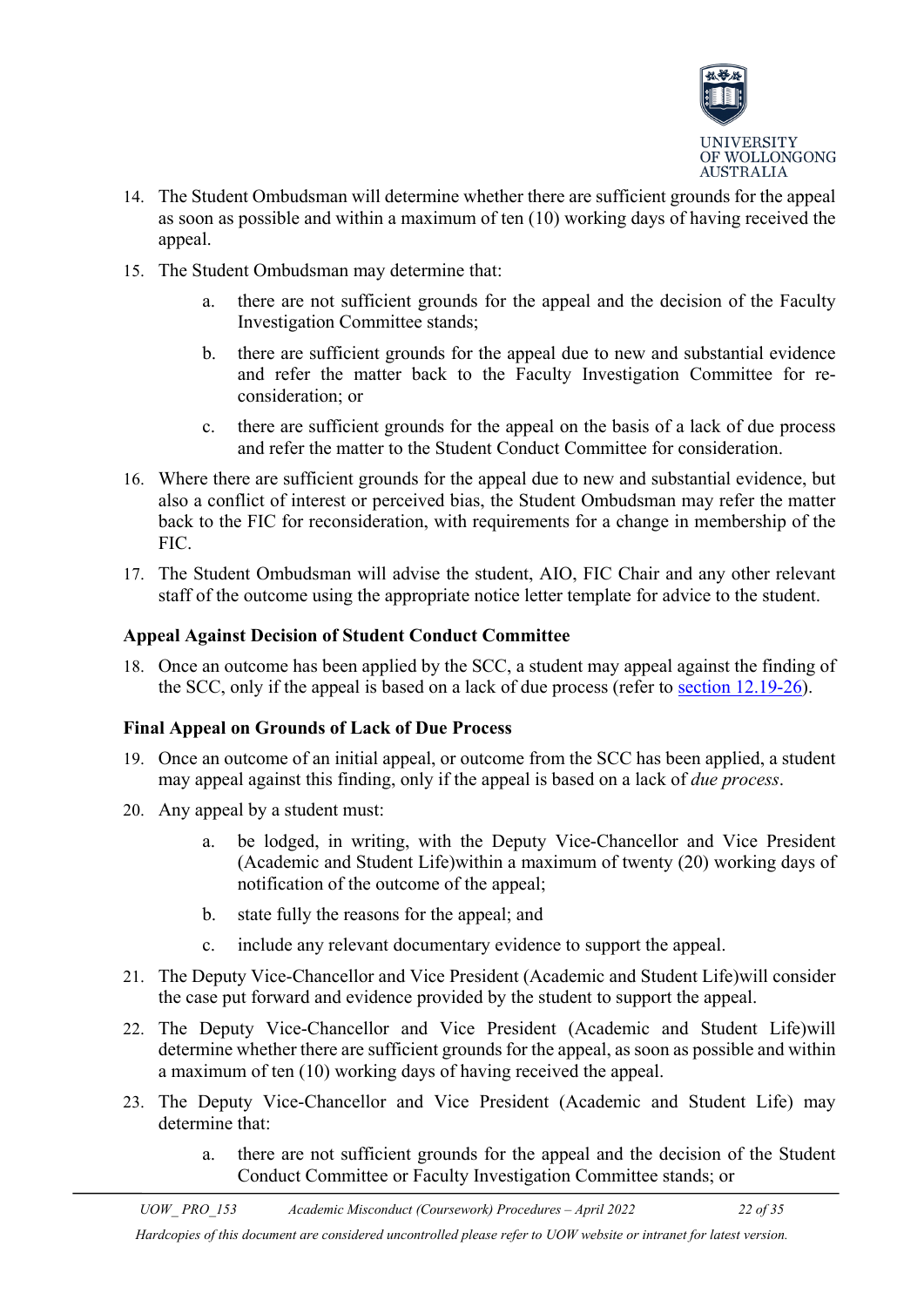14. The Student Ombudsman will determine whether there are sufficient grounds for the appeal as soon as possible and within a maximum of ten (10) working days of having received the appeal.
15. The Student Ombudsman may determine that:
    a. there are not sufficient grounds for the appeal and the decision of the Faculty Investigation Committee stands;
    b. there are sufficient grounds for the appeal due to new and substantial evidence and refer the matter back to the Faculty Investigation Committee for re-consideration; or
    c. there are sufficient grounds for the appeal on the basis of a lack of due process and refer the matter to the Student Conduct Committee for consideration.
16. Where there are sufficient grounds for the appeal due to new and substantial evidence, but also a conflict of interest or perceived bias, the Student Ombudsman may refer the matter back to the FIC for reconsideration, with requirements for a change in membership of the FIC.
17. The Student Ombudsman will advise the student, AIO, FIC Chair and any other relevant staff of the outcome using the appropriate notice letter template for advice to the student.

**Appeal Against Decision of Student Conduct Committee**

18. Once an outcome has been applied by the SCC, a student may appeal against the finding of the SCC, only if the appeal is based on a lack of due process (refer to section 12.19-26).

**Final Appeal on Grounds of Lack of Due Process**

19. Once an outcome of an initial appeal, or outcome from the SCC has been applied, a student may appeal against this finding, only if the appeal is based on a lack of *due process*.
20. Any appeal by a student must:
    a. be lodged, in writing, with the Deputy Vice-Chancellor and Vice President (Academic and Student Life)within a maximum of twenty (20) working days of notification of the outcome of the appeal;
    b. state fully the reasons for the appeal; and
    c. include any relevant documentary evidence to support the appeal.
21. The Deputy Vice-Chancellor and Vice President (Academic and Student Life)will consider the case put forward and evidence provided by the student to support the appeal.
22. The Deputy Vice-Chancellor and Vice President (Academic and Student Life)will determine whether there are sufficient grounds for the appeal, as soon as possible and within a maximum of ten (10) working days of having received the appeal.
23. The Deputy Vice-Chancellor and Vice President (Academic and Student Life) may determine that:
    a. there are not sufficient grounds for the appeal and the decision of the Student Conduct Committee or Faculty Investigation Committee stands; or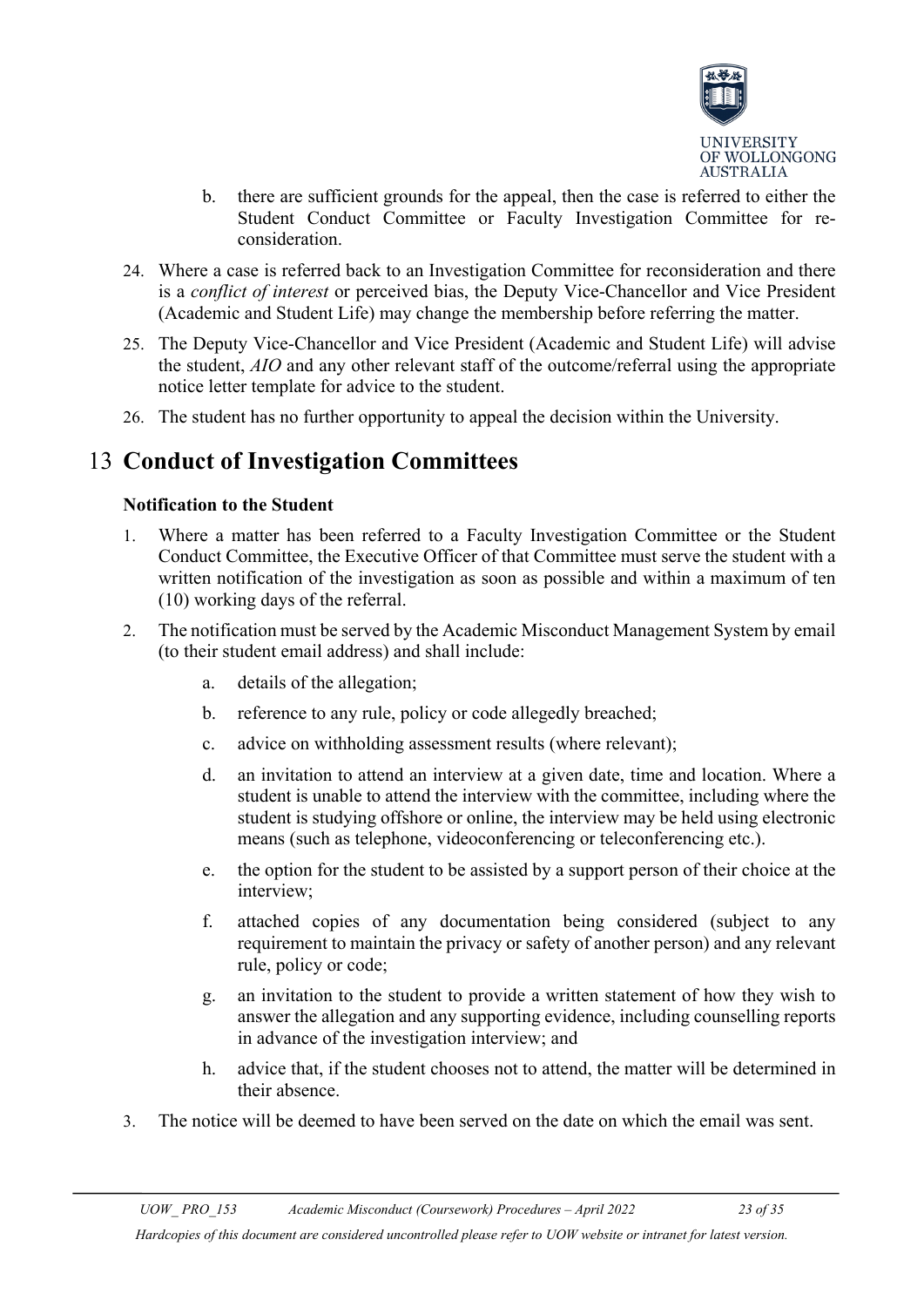b. there are sufficient grounds for the appeal, then the case is referred to either the Student Conduct Committee or Faculty Investigation Committee for re-consideration.

24. Where a case is referred back to an Investigation Committee for reconsideration and there is a *conflict of interest* or perceived bias, the Deputy Vice-Chancellor and Vice President (Academic and Student Life) may change the membership before referring the matter.
25. The Deputy Vice-Chancellor and Vice President (Academic and Student Life) will advise the student, *AIO* and any other relevant staff of the outcome/referral using the appropriate notice letter template for advice to the student.
26. The student has no further opportunity to appeal the decision within the University.

# 13 Conduct of Investigation Committees

### Notification to the Student

1. Where a matter has been referred to a Faculty Investigation Committee or the Student Conduct Committee, the Executive Officer of that Committee must serve the student with a written notification of the investigation as soon as possible and within a maximum of ten (10) working days of the referral.
2. The notification must be served by the Academic Misconduct Management System by email (to their student email address) and shall include:
   a. details of the allegation;
   b. reference to any rule, policy or code allegedly breached;
   c. advice on withholding assessment results (where relevant);
   d. an invitation to attend an interview at a given date, time and location. Where a student is unable to attend the interview with the committee, including where the student is studying offshore or online, the interview may be held using electronic means (such as telephone, videoconferencing or teleconferencing etc.).
   e. the option for the student to be assisted by a support person of their choice at the interview;
   f. attached copies of any documentation being considered (subject to any requirement to maintain the privacy or safety of another person) and any relevant rule, policy or code;
   g. an invitation to the student to provide a written statement of how they wish to answer the allegation and any supporting evidence, including counselling reports in advance of the investigation interview; and
   h. advice that, if the student chooses not to attend, the matter will be determined in their absence.
3. The notice will be deemed to have been served on the date on which the email was sent.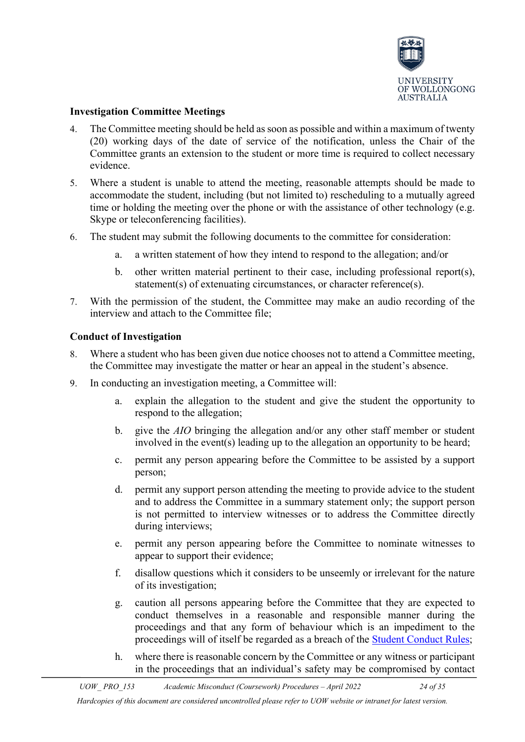### Investigation Committee Meetings

4. The Committee meeting should be held as soon as possible and within a maximum of twenty (20) working days of the date of service of the notification, unless the Chair of the Committee grants an extension to the student or more time is required to collect necessary evidence.

5. Where a student is unable to attend the meeting, reasonable attempts should be made to accommodate the student, including (but not limited to) rescheduling to a mutually agreed time or holding the meeting over the phone or with the assistance of other technology (e.g. Skype or teleconferencing facilities).

6. The student may submit the following documents to the committee for consideration:

   a. a written statement of how they intend to respond to the allegation; and/or

   b. other written material pertinent to their case, including professional report(s), statement(s) of extenuating circumstances, or character reference(s).

7. With the permission of the student, the Committee may make an audio recording of the interview and attach to the Committee file;

### Conduct of Investigation

8. Where a student who has been given due notice chooses not to attend a Committee meeting, the Committee may investigate the matter or hear an appeal in the student's absence.

9. In conducting an investigation meeting, a Committee will:

   a. explain the allegation to the student and give the student the opportunity to respond to the allegation;

   b. give the *AIO* bringing the allegation and/or any other staff member or student involved in the event(s) leading up to the allegation an opportunity to be heard;

   c. permit any person appearing before the Committee to be assisted by a support person;

   d. permit any support person attending the meeting to provide advice to the student and to address the Committee in a summary statement only; the support person is not permitted to interview witnesses or to address the Committee directly during interviews;

   e. permit any person appearing before the Committee to nominate witnesses to appear to support their evidence;

   f. disallow questions which it considers to be unseemly or irrelevant for the nature of its investigation;

   g. caution all persons appearing before the Committee that they are expected to conduct themselves in a reasonable and responsible manner during the proceedings and that any form of behaviour which is an impediment to the proceedings will of itself be regarded as a breach of the Student Conduct Rules;

   h. where there is reasonable concern by the Committee or any witness or participant in the proceedings that an individual's safety may be compromised by contact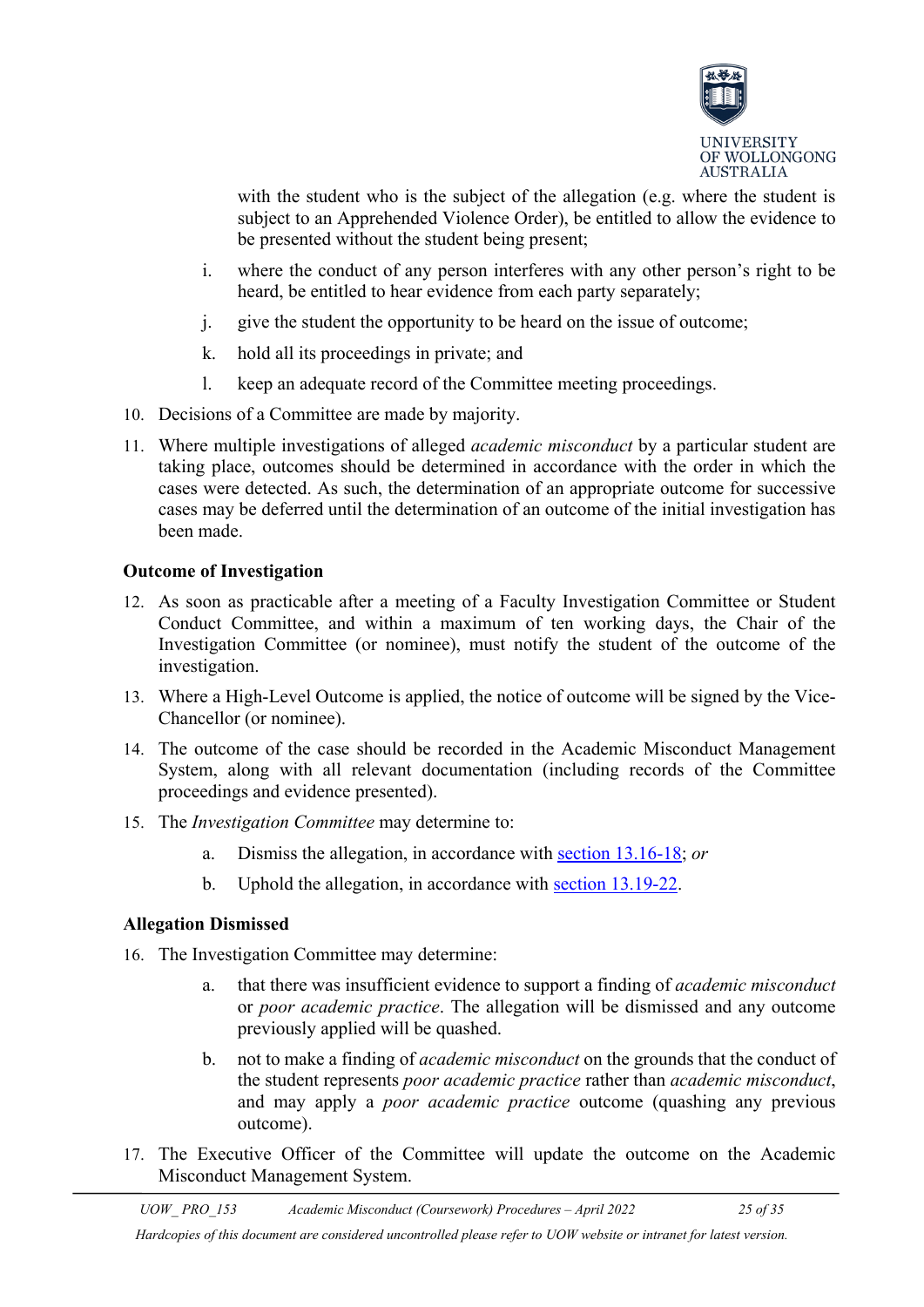with the student who is the subject of the allegation (e.g. where the student is subject to an Apprehended Violence Order), be entitled to allow the evidence to be presented without the student being present;

i. where the conduct of any person interferes with any other person's right to be heard, be entitled to hear evidence from each party separately;

j. give the student the opportunity to be heard on the issue of outcome;

k. hold all its proceedings in private; and

l. keep an adequate record of the Committee meeting proceedings.

10. Decisions of a Committee are made by majority.

11. Where multiple investigations of alleged *academic misconduct* by a particular student are taking place, outcomes should be determined in accordance with the order in which the cases were detected. As such, the determination of an appropriate outcome for successive cases may be deferred until the determination of an outcome of the initial investigation has been made.

**Outcome of Investigation**

12. As soon as practicable after a meeting of a Faculty Investigation Committee or Student Conduct Committee, and within a maximum of ten working days, the Chair of the Investigation Committee (or nominee), must notify the student of the outcome of the investigation.

13. Where a High-Level Outcome is applied, the notice of outcome will be signed by the Vice-Chancellor (or nominee).

14. The outcome of the case should be recorded in the Academic Misconduct Management System, along with all relevant documentation (including records of the Committee proceedings and evidence presented).

15. The *Investigation Committee* may determine to:

    a. Dismiss the allegation, in accordance with section 13.16-18; *or*

    b. Uphold the allegation, in accordance with section 13.19-22.

**Allegation Dismissed**

16. The Investigation Committee may determine:

    a. that there was insufficient evidence to support a finding of *academic misconduct* or *poor academic practice*. The allegation will be dismissed and any outcome previously applied will be quashed.

    b. not to make a finding of *academic misconduct* on the grounds that the conduct of the student represents *poor academic practice* rather than *academic misconduct*, and may apply a *poor academic practice* outcome (quashing any previous outcome).

17. The Executive Officer of the Committee will update the outcome on the Academic Misconduct Management System.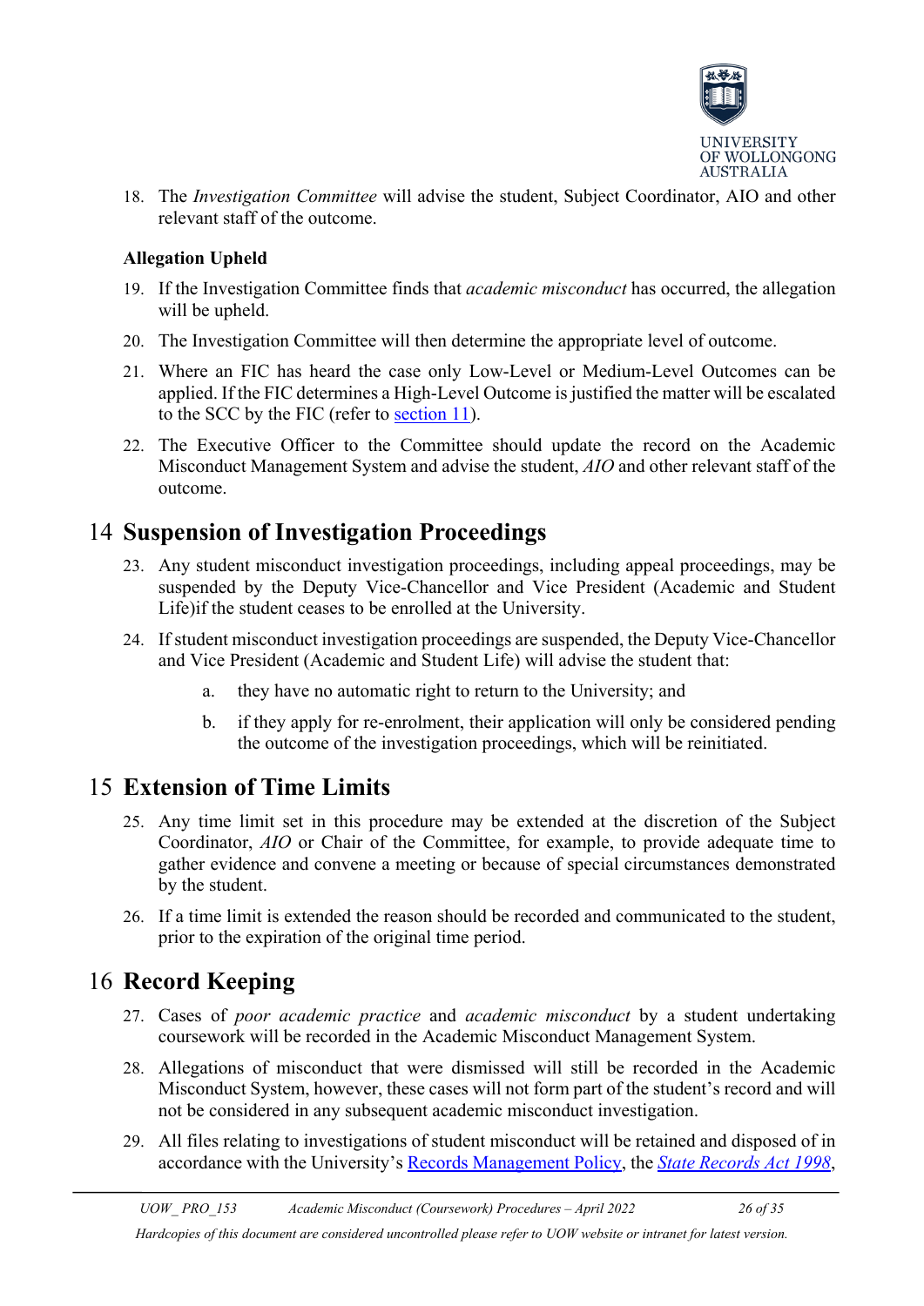18. The *Investigation Committee* will advise the student, Subject Coordinator, AIO and other relevant staff of the outcome.

**Allegation Upheld**

19. If the Investigation Committee finds that *academic misconduct* has occurred, the allegation will be upheld.
20. The Investigation Committee will then determine the appropriate level of outcome.
21. Where an FIC has heard the case only Low-Level or Medium-Level Outcomes can be applied. If the FIC determines a High-Level Outcome is justified the matter will be escalated to the SCC by the FIC (refer to section 11).
22. The Executive Officer to the Committee should update the record on the Academic Misconduct Management System and advise the student, *AIO* and other relevant staff of the outcome.

## 14 Suspension of Investigation Proceedings

23. Any student misconduct investigation proceedings, including appeal proceedings, may be suspended by the Deputy Vice-Chancellor and Vice President (Academic and Student Life)if the student ceases to be enrolled at the University.
24. If student misconduct investigation proceedings are suspended, the Deputy Vice-Chancellor and Vice President (Academic and Student Life) will advise the student that:
    a. they have no automatic right to return to the University; and
    b. if they apply for re-enrolment, their application will only be considered pending the outcome of the investigation proceedings, which will be reinitiated.

## 15 Extension of Time Limits

25. Any time limit set in this procedure may be extended at the discretion of the Subject Coordinator, *AIO* or Chair of the Committee, for example, to provide adequate time to gather evidence and convene a meeting or because of special circumstances demonstrated by the student.
26. If a time limit is extended the reason should be recorded and communicated to the student, prior to the expiration of the original time period.

## 16 Record Keeping

27. Cases of *poor academic practice* and *academic misconduct* by a student undertaking coursework will be recorded in the Academic Misconduct Management System.
28. Allegations of misconduct that were dismissed will still be recorded in the Academic Misconduct System, however, these cases will not form part of the student's record and will not be considered in any subsequent academic misconduct investigation.
29. All files relating to investigations of student misconduct will be retained and disposed of in accordance with the University's Records Management Policy, the *State Records Act 1998*,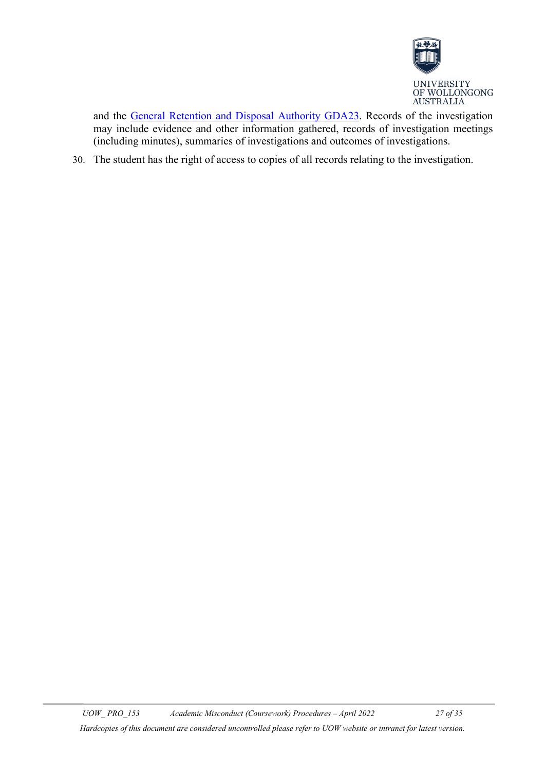and the [General Retention and Disposal Authority GDA23](). Records of the investigation may include evidence and other information gathered, records of investigation meetings (including minutes), summaries of investigations and outcomes of investigations.

30. The student has the right of access to copies of all records relating to the investigation.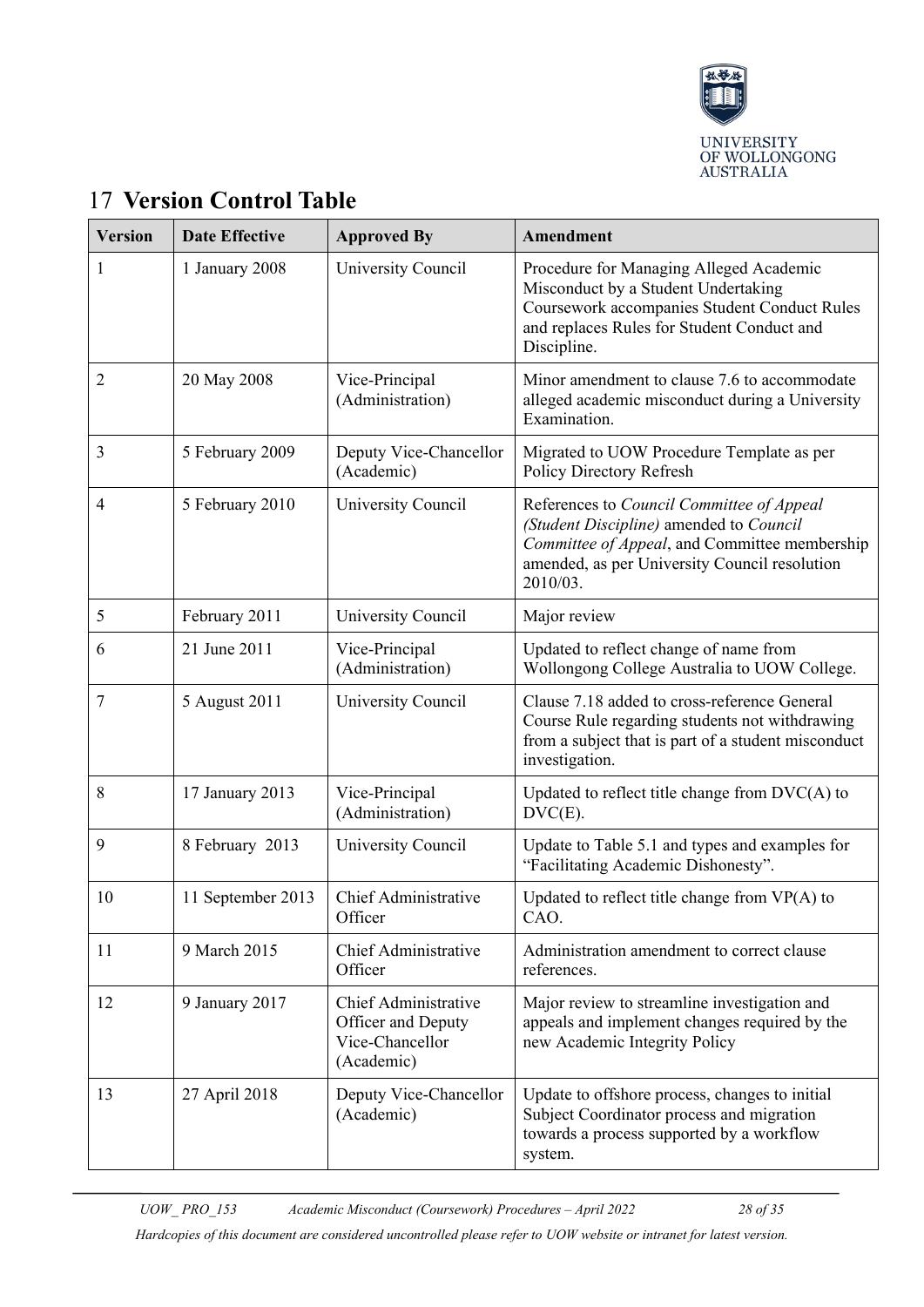## 17 Version Control Table

| Version | Date Effective | Approved By | Amendment |
|---|---|---|---|
| 1 | 1 January 2008 | University Council | Procedure for Managing Alleged Academic Misconduct by a Student Undertaking Coursework accompanies Student Conduct Rules and replaces Rules for Student Conduct and Discipline. |
| 2 | 20 May 2008 | Vice-Principal (Administration) | Minor amendment to clause 7.6 to accommodate alleged academic misconduct during a University Examination. |
| 3 | 5 February 2009 | Deputy Vice-Chancellor (Academic) | Migrated to UOW Procedure Template as per Policy Directory Refresh |
| 4 | 5 February 2010 | University Council | References to *Council Committee of Appeal (Student Discipline)* amended to *Council Committee of Appeal*, and Committee membership amended, as per University Council resolution 2010/03. |
| 5 | February 2011 | University Council | Major review |
| 6 | 21 June 2011 | Vice-Principal (Administration) | Updated to reflect change of name from Wollongong College Australia to UOW College. |
| 7 | 5 August 2011 | University Council | Clause 7.18 added to cross-reference General Course Rule regarding students not withdrawing from a subject that is part of a student misconduct investigation. |
| 8 | 17 January 2013 | Vice-Principal (Administration) | Updated to reflect title change from DVC(A) to DVC(E). |
| 9 | 8 February 2013 | University Council | Update to Table 5.1 and types and examples for "Facilitating Academic Dishonesty". |
| 10 | 11 September 2013 | Chief Administrative Officer | Updated to reflect title change from VP(A) to CAO. |
| 11 | 9 March 2015 | Chief Administrative Officer | Administration amendment to correct clause references. |
| 12 | 9 January 2017 | Chief Administrative Officer and Deputy Vice-Chancellor (Academic) | Major review to streamline investigation and appeals and implement changes required by the new Academic Integrity Policy |
| 13 | 27 April 2018 | Deputy Vice-Chancellor (Academic) | Update to offshore process, changes to initial Subject Coordinator process and migration towards a process supported by a workflow system. |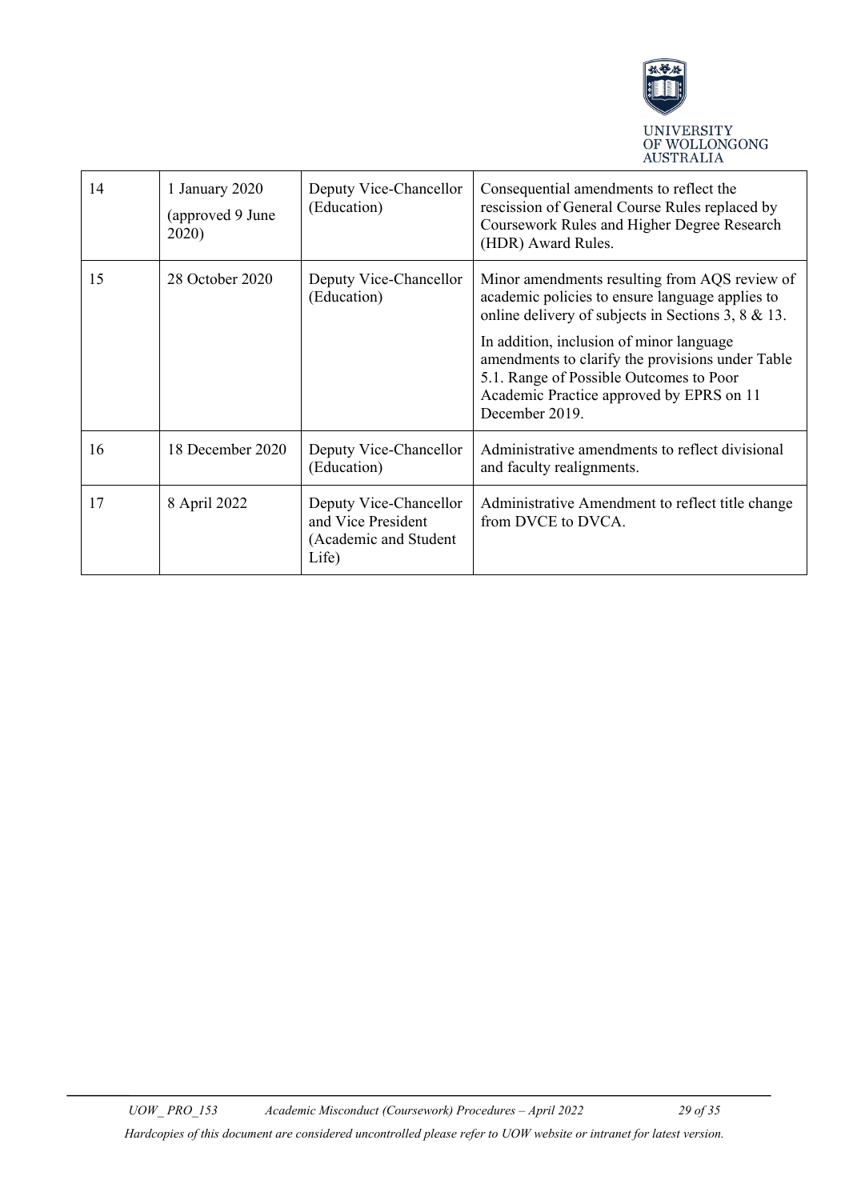| | | | |
|---|---|---|---|
| 14 | 1 January 2020 (approved 9 June 2020) | Deputy Vice-Chancellor (Education) | Consequential amendments to reflect the rescission of General Course Rules replaced by Coursework Rules and Higher Degree Research (HDR) Award Rules. |
| 15 | 28 October 2020 | Deputy Vice-Chancellor (Education) | Minor amendments resulting from AQS review of academic policies to ensure language applies to online delivery of subjects in Sections 3, 8 & 13.<br><br>In addition, inclusion of minor language amendments to clarify the provisions under Table 5.1. Range of Possible Outcomes to Poor Academic Practice approved by EPRS on 11 December 2019. |
| 16 | 18 December 2020 | Deputy Vice-Chancellor (Education) | Administrative amendments to reflect divisional and faculty realignments. |
| 17 | 8 April 2022 | Deputy Vice-Chancellor and Vice President (Academic and Student Life) | Administrative Amendment to reflect title change from DVCE to DVCA. |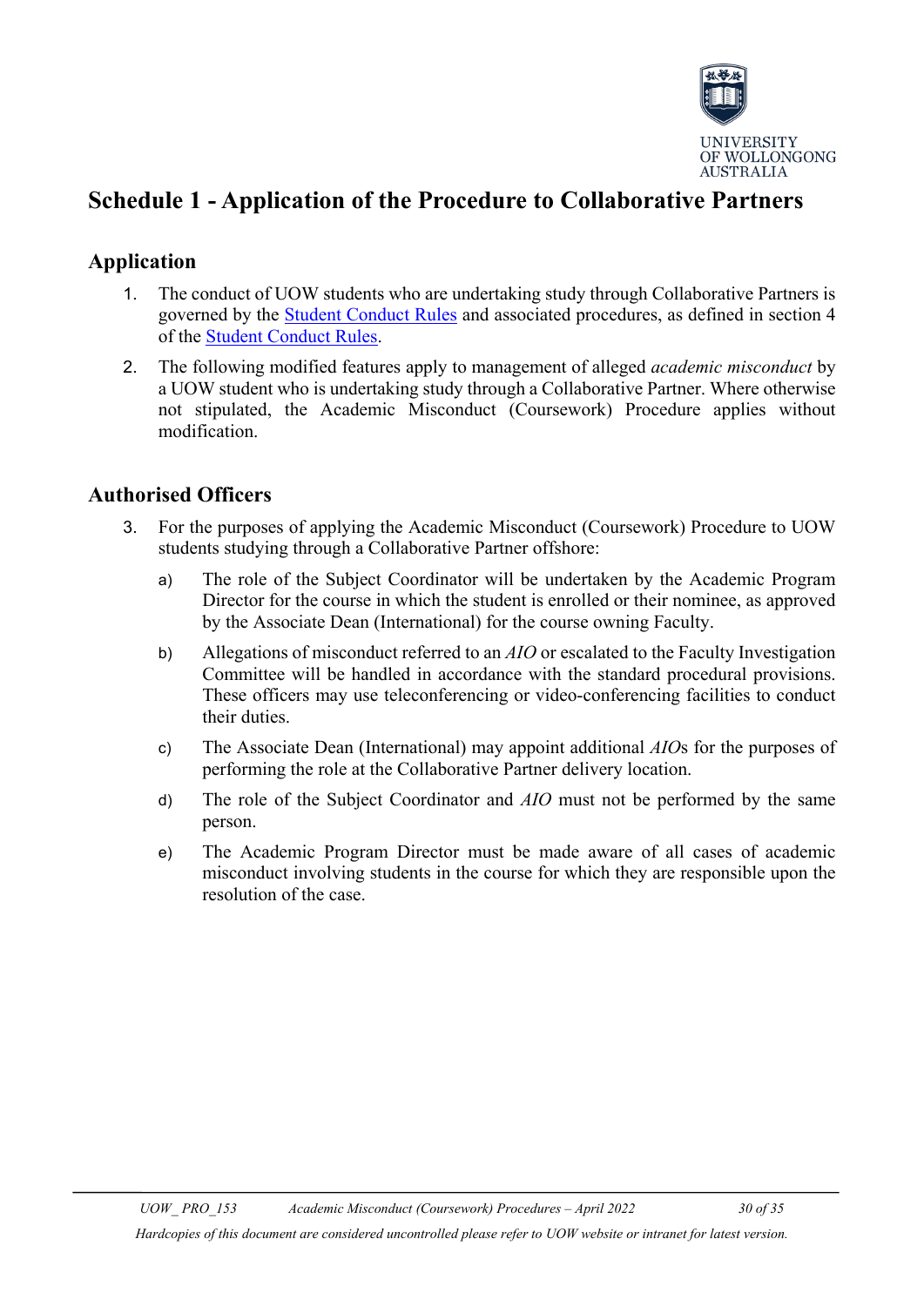# Schedule 1 - Application of the Procedure to Collaborative Partners

## Application

1. The conduct of UOW students who are undertaking study through Collaborative Partners is governed by the Student Conduct Rules and associated procedures, as defined in section 4 of the Student Conduct Rules.

2. The following modified features apply to management of alleged *academic misconduct* by a UOW student who is undertaking study through a Collaborative Partner. Where otherwise not stipulated, the Academic Misconduct (Coursework) Procedure applies without modification.

## Authorised Officers

3. For the purposes of applying the Academic Misconduct (Coursework) Procedure to UOW students studying through a Collaborative Partner offshore:

   a) The role of the Subject Coordinator will be undertaken by the Academic Program Director for the course in which the student is enrolled or their nominee, as approved by the Associate Dean (International) for the course owning Faculty.

   b) Allegations of misconduct referred to an *AIO* or escalated to the Faculty Investigation Committee will be handled in accordance with the standard procedural provisions. These officers may use teleconferencing or video-conferencing facilities to conduct their duties.

   c) The Associate Dean (International) may appoint additional *AIO*s for the purposes of performing the role at the Collaborative Partner delivery location.

   d) The role of the Subject Coordinator and *AIO* must not be performed by the same person.

   e) The Academic Program Director must be made aware of all cases of academic misconduct involving students in the course for which they are responsible upon the resolution of the case.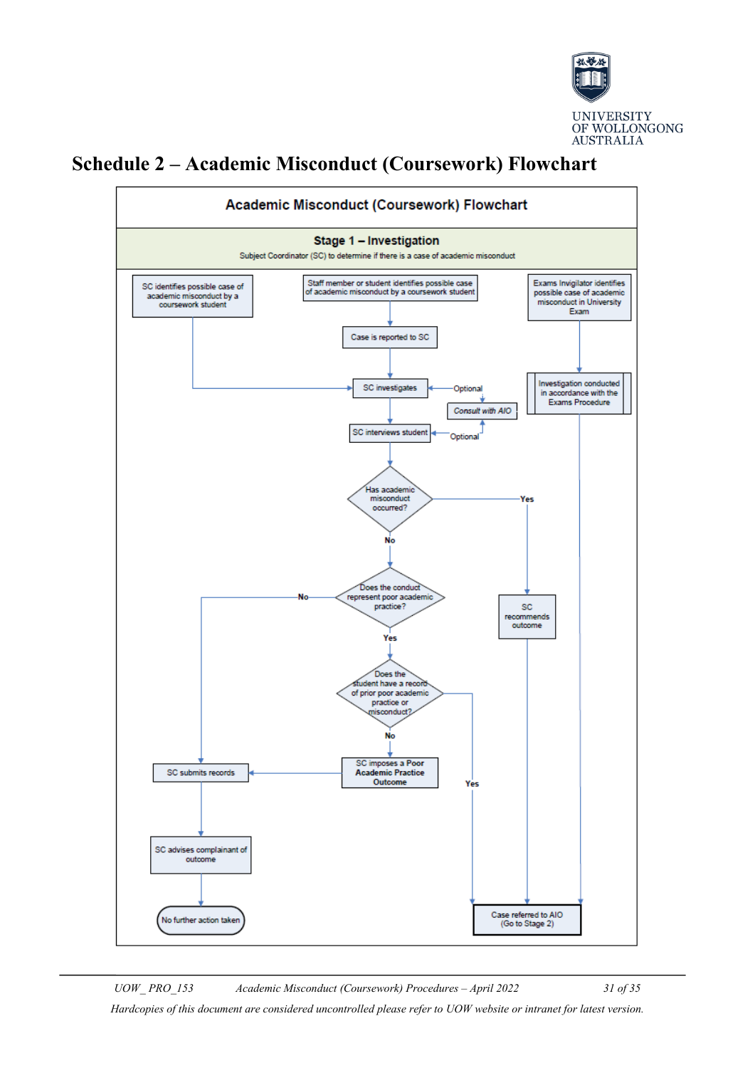# Schedule 2 – Academic Misconduct (Coursework) Flowchart

## Academic Misconduct (Coursework) Flowchart

### Stage 1 – Investigation

Subject Coordinator (SC) to determine if there is a case of academic misconduct

- SC identifies possible case of academic misconduct by a coursework student → SC investigates
- Staff member or student identifies possible case of academic misconduct by a coursework student → Case is reported to SC → SC investigates
- Exams Invigilator identifies possible case of academic misconduct in University Exam → Investigation conducted in accordance with the Exams Procedure → Case referred to AIO (Go to Stage 2)

SC investigates (Optional: Consult with AIO) → SC interviews student (Optional: Consult with AIO)

**Has academic misconduct occurred?**

- Yes → SC recommends outcome → Case referred to AIO (Go to Stage 2)
- No → **Does the conduct represent poor academic practice?**
  - No → SC submits records → SC advises complainant of outcome → No further action taken
  - Yes → **Does the student have a record of prior poor academic practice or misconduct?**
    - Yes → Case referred to AIO (Go to Stage 2)
    - No → **SC imposes a Poor Academic Practice Outcome** → SC submits records → SC advises complainant of outcome → No further action taken

*Hardcopies of this document are considered uncontrolled please refer to UOW website or intranet for latest version.*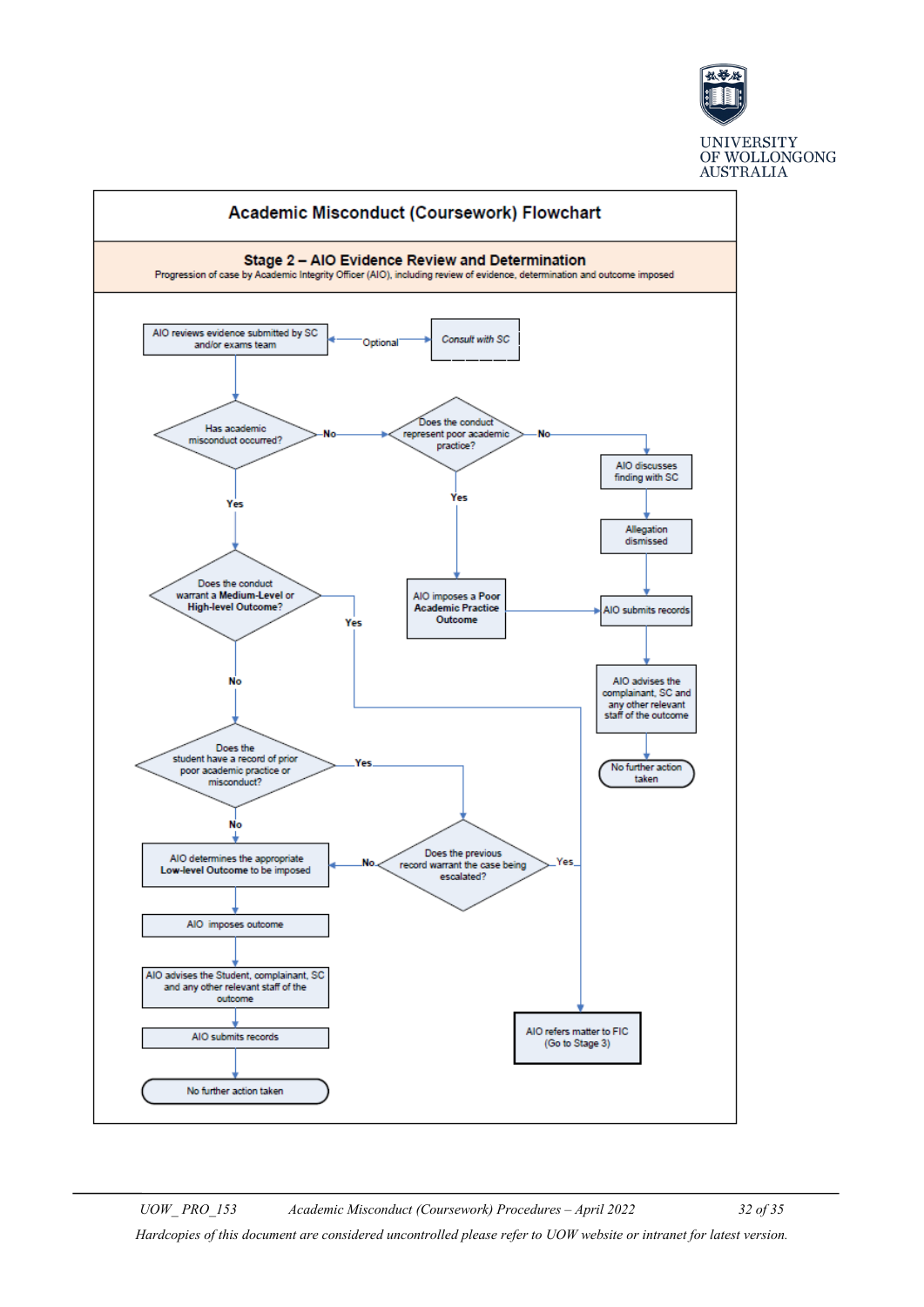# Academic Misconduct (Coursework) Flowchart

## Stage 2 – AIO Evidence Review and Determination

Progression of case by Academic Integrity Officer (AIO), including review of evidence, determination and outcome imposed

AIO reviews evidence submitted by SC and/or exams team

*Consult with SC* (Optional)

Has academic misconduct occurred?

- **No** → Does the conduct represent poor academic practice?
  - **No** → AIO discusses finding with SC → Allegation dismissed → AIO submits records → AIO advises the complainant, SC and any other relevant staff of the outcome → No further action taken
  - **Yes** → AIO imposes a **Poor Academic Practice Outcome** → AIO submits records
- **Yes** → Does the conduct warrant a **Medium-Level** or **High-level Outcome?**
  - **Yes** → AIO refers matter to FIC (Go to Stage 3)
  - **No** → Does the student have a record of prior poor academic practice or misconduct?
    - **Yes** → Does the previous record warrant the case being escalated?
      - **Yes** → AIO refers matter to FIC (Go to Stage 3)
      - **No** → AIO determines the appropriate **Low-level Outcome** to be imposed
    - **No** → AIO determines the appropriate **Low-level Outcome** to be imposed → AIO imposes outcome → AIO advises the Student, complainant, SC and any other relevant staff of the outcome → AIO submits records → No further action taken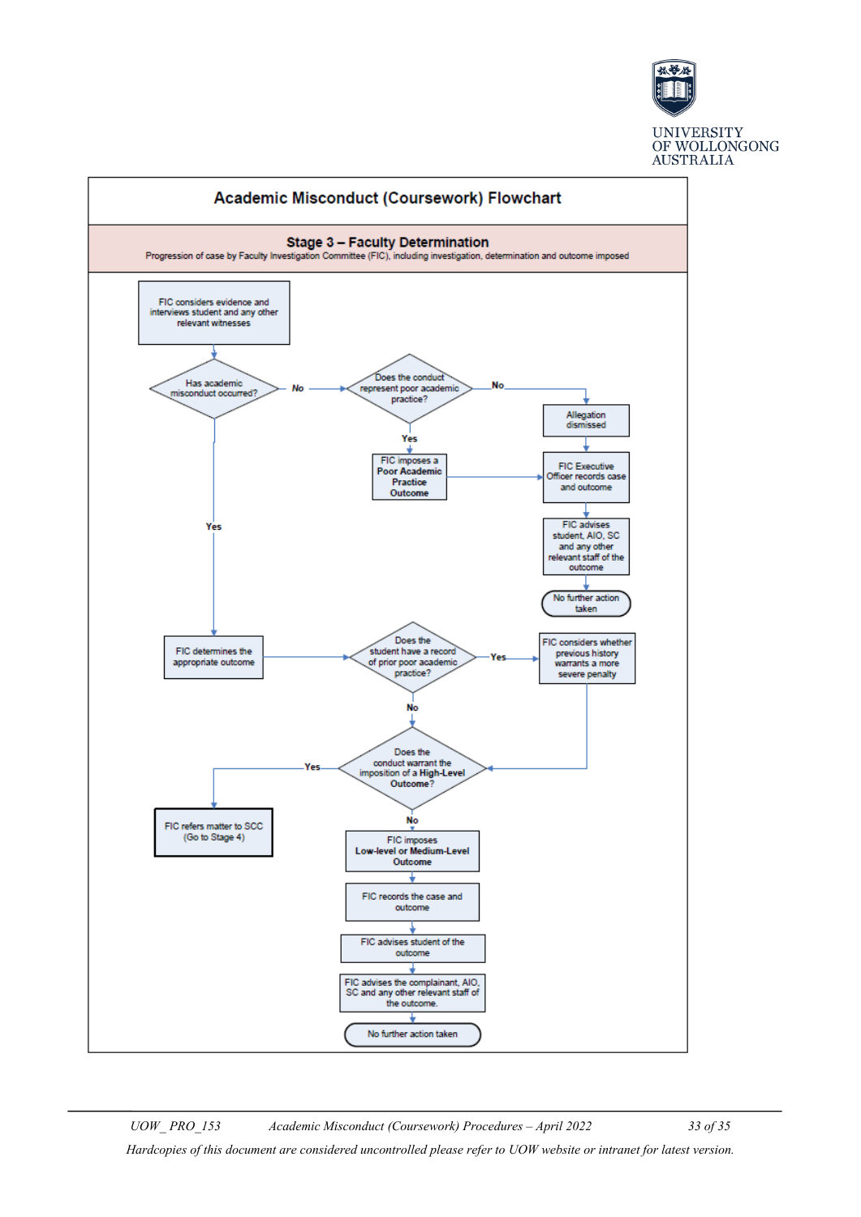# Academic Misconduct (Coursework) Flowchart

## Stage 3 – Faculty Determination

Progression of case by Faculty Investigation Committee (FIC), including investigation, determination and outcome imposed

FIC considers evidence and interviews student and any other relevant witnesses

**Has academic misconduct occurred?**

- **No** → **Does the conduct represent poor academic practice?**
  - **No** → Allegation dismissed → FIC Executive Officer records case and outcome → FIC advises student, AIO, SC and any other relevant staff of the outcome → No further action taken
  - **Yes** → FIC imposes a **Poor Academic Practice Outcome** → FIC Executive Officer records case and outcome → FIC advises student, AIO, SC and any other relevant staff of the outcome → No further action taken
- **Yes** → FIC determines the appropriate outcome → **Does the student have a record of prior poor academic practice?**
  - **Yes** → FIC considers whether previous history warrants a more severe penalty → **Does the conduct warrant the imposition of a High-Level Outcome?**
  - **No** → **Does the conduct warrant the imposition of a High-Level Outcome?**
    - **Yes** → FIC refers matter to SCC (Go to Stage 4)
    - **No** → FIC imposes **Low-level or Medium-Level Outcome** → FIC records the case and outcome → FIC advises student of the outcome → FIC advises the complainant, AIO, SC and any other relevant staff of the outcome. → No further action taken

*Hardcopies of this document are considered uncontrolled please refer to UOW website or intranet for latest version.*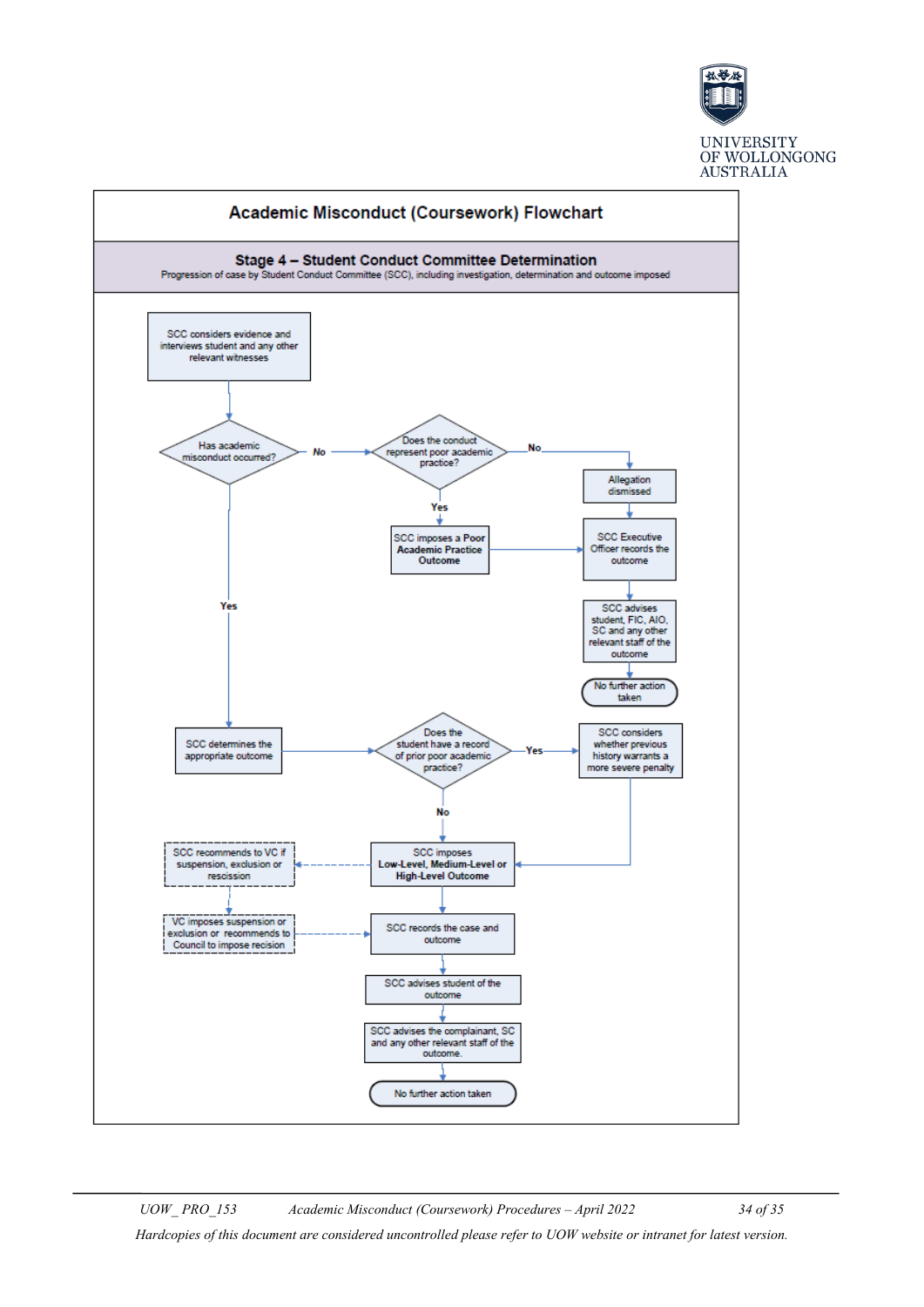# Academic Misconduct (Coursework) Flowchart

## Stage 4 – Student Conduct Committee Determination

Progression of case by Student Conduct Committee (SCC), including investigation, determination and outcome imposed

- SCC considers evidence and interviews student and any other relevant witnesses
- **Has academic misconduct occurred?**
  - **No** → **Does the conduct represent poor academic practice?**
    - **No** → Allegation dismissed → SCC Executive Officer records the outcome
    - **Yes** → SCC imposes a **Poor Academic Practice Outcome** → SCC Executive Officer records the outcome
    - SCC Executive Officer records the outcome → SCC advises student, FIC, AIO, SC and any other relevant staff of the outcome → No further action taken
  - **Yes** → SCC determines the appropriate outcome → **Does the student have a record of prior poor academic practice?**
    - **Yes** → SCC considers whether previous history warrants a more severe penalty → SCC imposes **Low-Level, Medium-Level or High-Level Outcome**
    - **No** → SCC imposes **Low-Level, Medium-Level or High-Level Outcome**
- SCC imposes **Low-Level, Medium-Level or High-Level Outcome**
  - (dashed) → SCC recommends to VC if suspension, exclusion or rescission → VC imposes suspension or exclusion or recommends to Council to impose recision → SCC records the case and outcome
  - → SCC records the case and outcome → SCC advises student of the outcome → SCC advises the complainant, SC and any other relevant staff of the outcome. → No further action taken

UOW_ PRO_153 *Academic Misconduct (Coursework) Procedures – April 2022*

*Hardcopies of this document are considered uncontrolled please refer to UOW website or intranet for latest version.*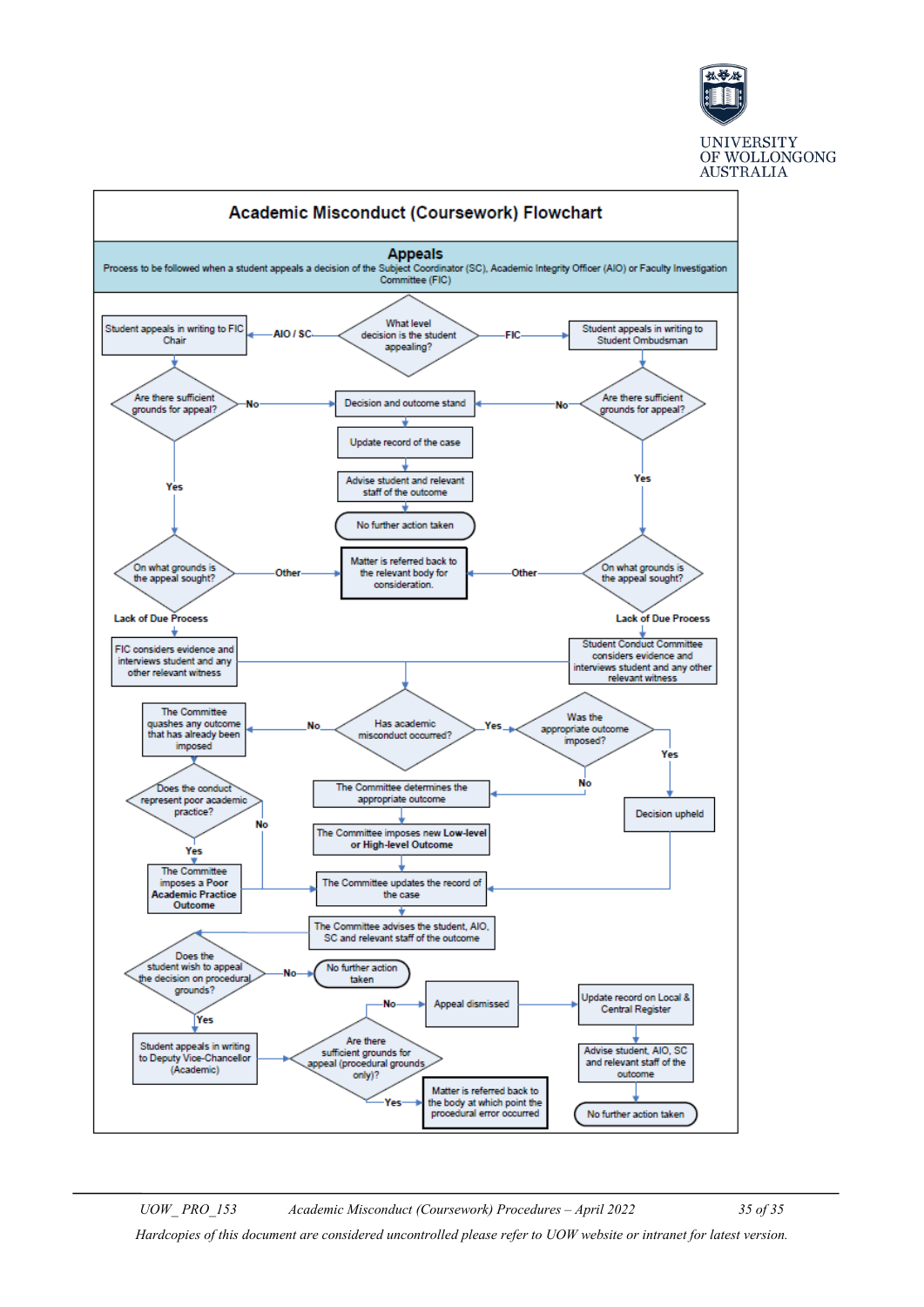# Academic Misconduct (Coursework) Flowchart

## Appeals

Process to be followed when a student appeals a decision of the Subject Coordinator (SC), Academic Integrity Officer (AIO) or Faculty Investigation Committee (FIC)

What level decision is the student appealing?

AIO / SC

FIC

Student appeals in writing to FIC Chair

Student appeals in writing to Student Ombudsman

Are there sufficient grounds for appeal?

No

Yes

Decision and outcome stand

Update record of the case

Advise student and relevant staff of the outcome

No further action taken

On what grounds is the appeal sought?

Other

Matter is referred back to the relevant body for consideration.

Lack of Due Process

FIC considers evidence and interviews student and any other relevant witness

Student Conduct Committee considers evidence and interviews student and any other relevant witness

Has academic misconduct occurred?

Was the appropriate outcome imposed?

Decision upheld

The Committee quashes any outcome that has already been imposed

Does the conduct represent poor academic practice?

The Committee imposes a Poor **Academic Practice Outcome**

The Committee determines the appropriate outcome

The Committee imposes new **Low-level or High-level Outcome**

The Committee updates the record of the case

The Committee advises the student, AIO, SC and relevant staff of the outcome

Does the student wish to appeal the decision on procedural grounds?

No further action taken

Student appeals in writing to Deputy Vice-Chancellor (Academic)

Are there sufficient grounds for appeal (procedural grounds only)?

Appeal dismissed

Update record on Local & Central Register

Advise student, AIO, SC and relevant staff of the outcome

No further action taken

Matter is referred back to the body at which point the procedural error occurred